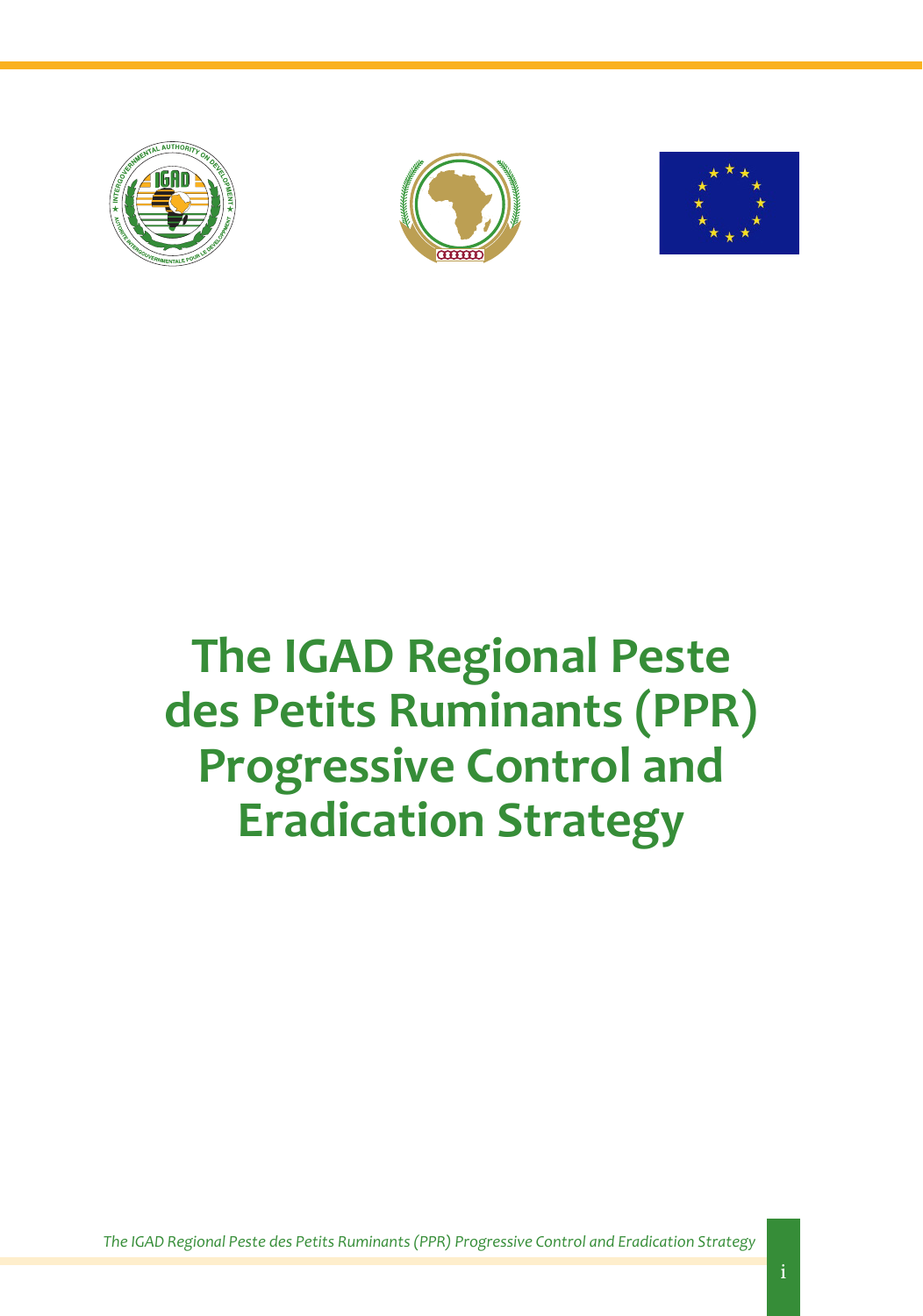# The IGAD Regional Peste des Petits Ruminants (PPR) Progressive Control and Eradication Strategy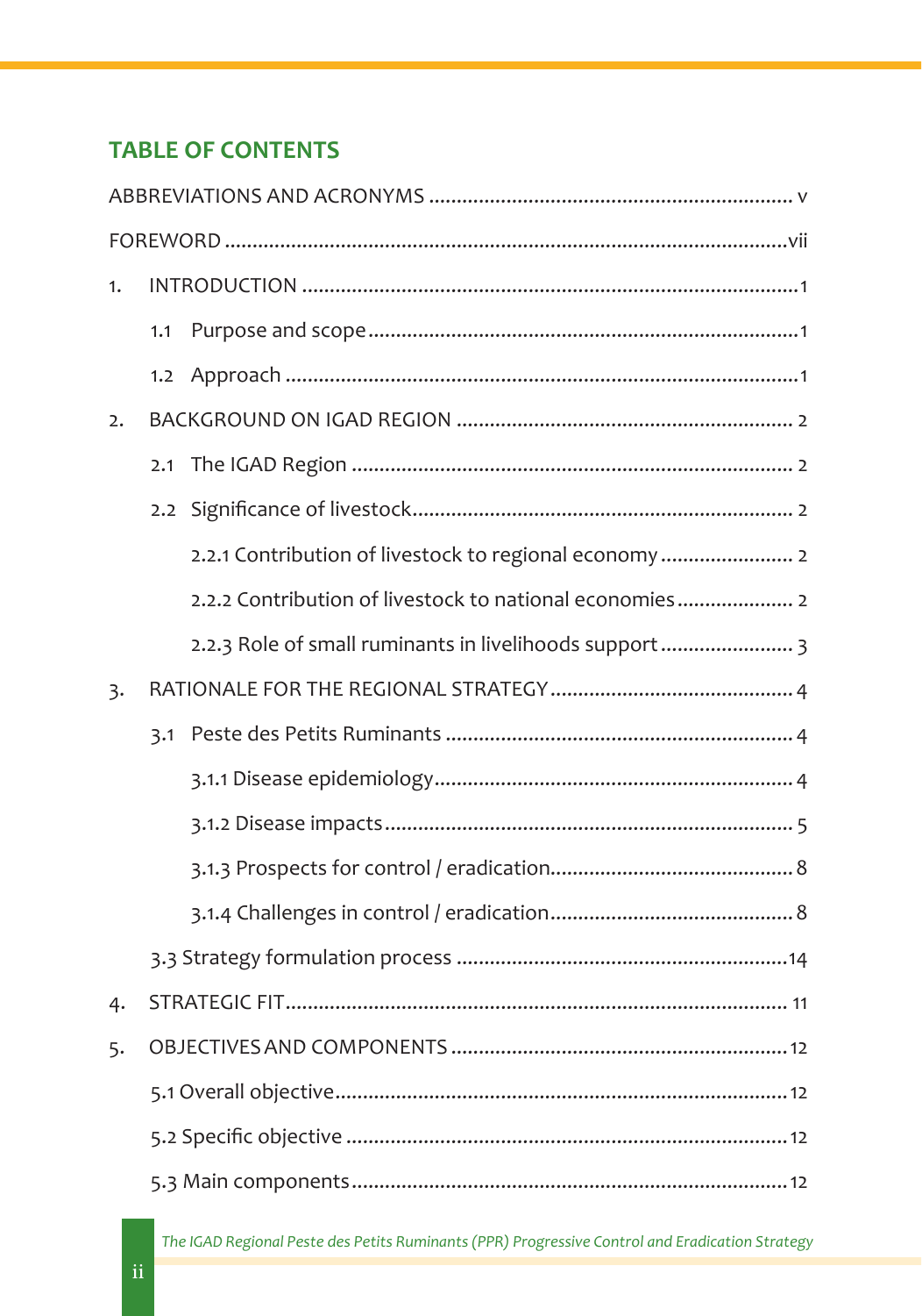## TABLE OF CONTENTS

ABBREVIATIONS AND ACRONYMS .................................................................. v

FOREWORD .....................................................................................................vii

1. INTRODUCTION .........................................................................................1

   1.1 Purpose and scope .............................................................................1

   1.2 Approach ............................................................................................1

2. BACKGROUND ON IGAD REGION ............................................................ 2

   2.1 The IGAD Region ............................................................................... 2

   2.2 Significance of livestock..................................................................... 2

      2.2.1 Contribution of livestock to regional economy ........................ 2

      2.2.2 Contribution of livestock to national economies..................... 2

      2.2.3 Role of small ruminants in livelihoods support ........................ 3

3. RATIONALE FOR THE REGIONAL STRATEGY ............................................ 4

   3.1 Peste des Petits Ruminants ............................................................... 4

      3.1.1 Disease epidemiology................................................................. 4

      3.1.2 Disease impacts .......................................................................... 5

      3.1.3 Prospects for control / eradication............................................ 8

      3.1.4 Challenges in control / eradication............................................ 8

   3.3 Strategy formulation process ...........................................................14

4. STRATEGIC FIT......................................................................................... 11

5. OBJECTIVES AND COMPONENTS ............................................................12

   5.1 Overall objective..................................................................................12

   5.2 Specific objective ................................................................................12

   5.3 Main components...............................................................................12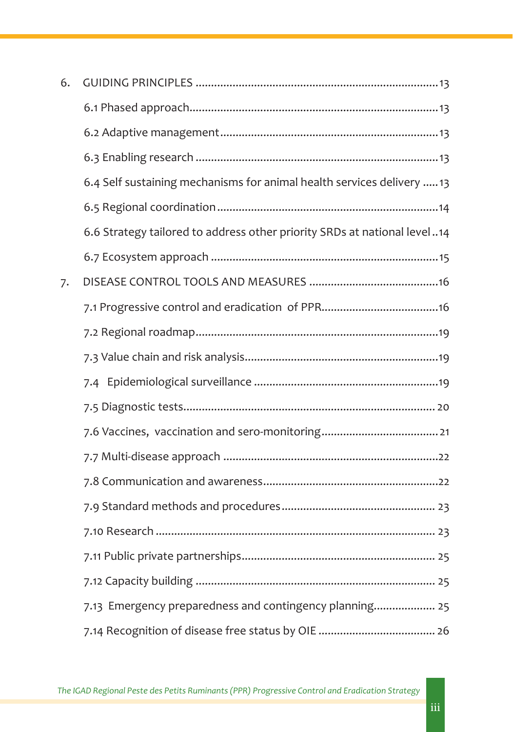6. GUIDING PRINCIPLES ..... 13

- 6.1 Phased approach ..... 13
- 6.2 Adaptive management ..... 13
- 6.3 Enabling research ..... 13
- 6.4 Self sustaining mechanisms for animal health services delivery ..... 13
- 6.5 Regional coordination ..... 14
- 6.6 Strategy tailored to address other priority SRDs at national level ..... 14
- 6.7 Ecosystem approach ..... 15

7. DISEASE CONTROL TOOLS AND MEASURES ..... 16

- 7.1 Progressive control and eradication of PPR ..... 16
- 7.2 Regional roadmap ..... 19
- 7.3 Value chain and risk analysis ..... 19
- 7.4 Epidemiological surveillance ..... 19
- 7.5 Diagnostic tests ..... 20
- 7.6 Vaccines, vaccination and sero-monitoring ..... 21
- 7.7 Multi-disease approach ..... 22
- 7.8 Communication and awareness ..... 22
- 7.9 Standard methods and procedures ..... 23
- 7.10 Research ..... 23
- 7.11 Public private partnerships ..... 25
- 7.12 Capacity building ..... 25
- 7.13 Emergency preparedness and contingency planning ..... 25
- 7.14 Recognition of disease free status by OIE ..... 26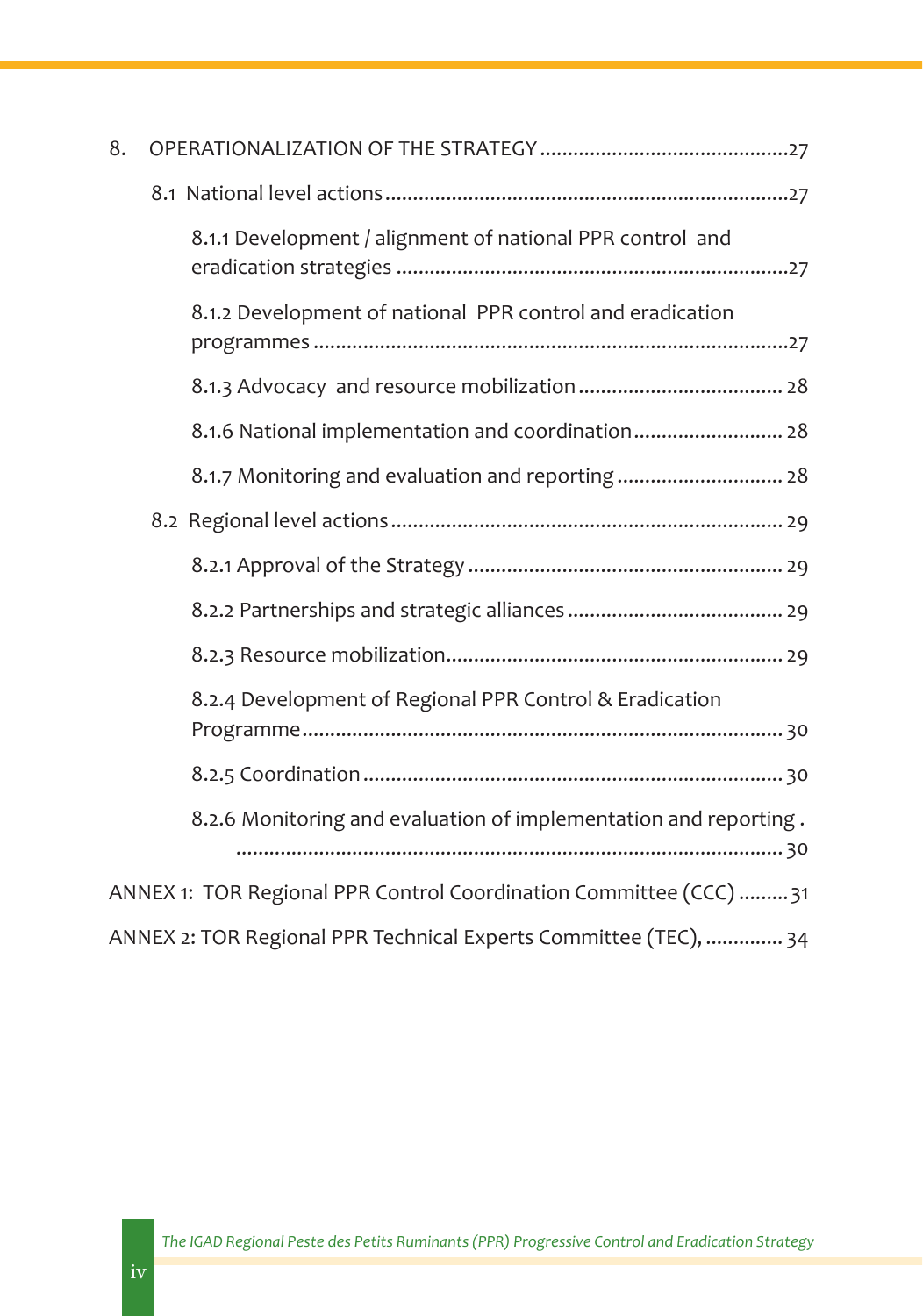8. OPERATIONALIZATION OF THE STRATEGY .............................................27

8.1 National level actions .........................................................................27

8.1.1 Development / alignment of national PPR control and eradication strategies .......................................................................27

8.1.2 Development of national PPR control and eradication programmes .......................................................................................27

8.1.3 Advocacy and resource mobilization ..................................... 28

8.1.6 National implementation and coordination ........................... 28

8.1.7 Monitoring and evaluation and reporting .............................. 28

8.2 Regional level actions ...................................................................... 29

8.2.1 Approval of the Strategy ........................................................ 29

8.2.2 Partnerships and strategic alliances ....................................... 29

8.2.3 Resource mobilization............................................................ 29

8.2.4 Development of Regional PPR Control & Eradication Programme ...................................................................................... 30

8.2.5 Coordination ........................................................................... 30

8.2.6 Monitoring and evaluation of implementation and reporting . ................................................................................................. 30

ANNEX 1: TOR Regional PPR Control Coordination Committee (CCC) .........31

ANNEX 2: TOR Regional PPR Technical Experts Committee (TEC), .............. 34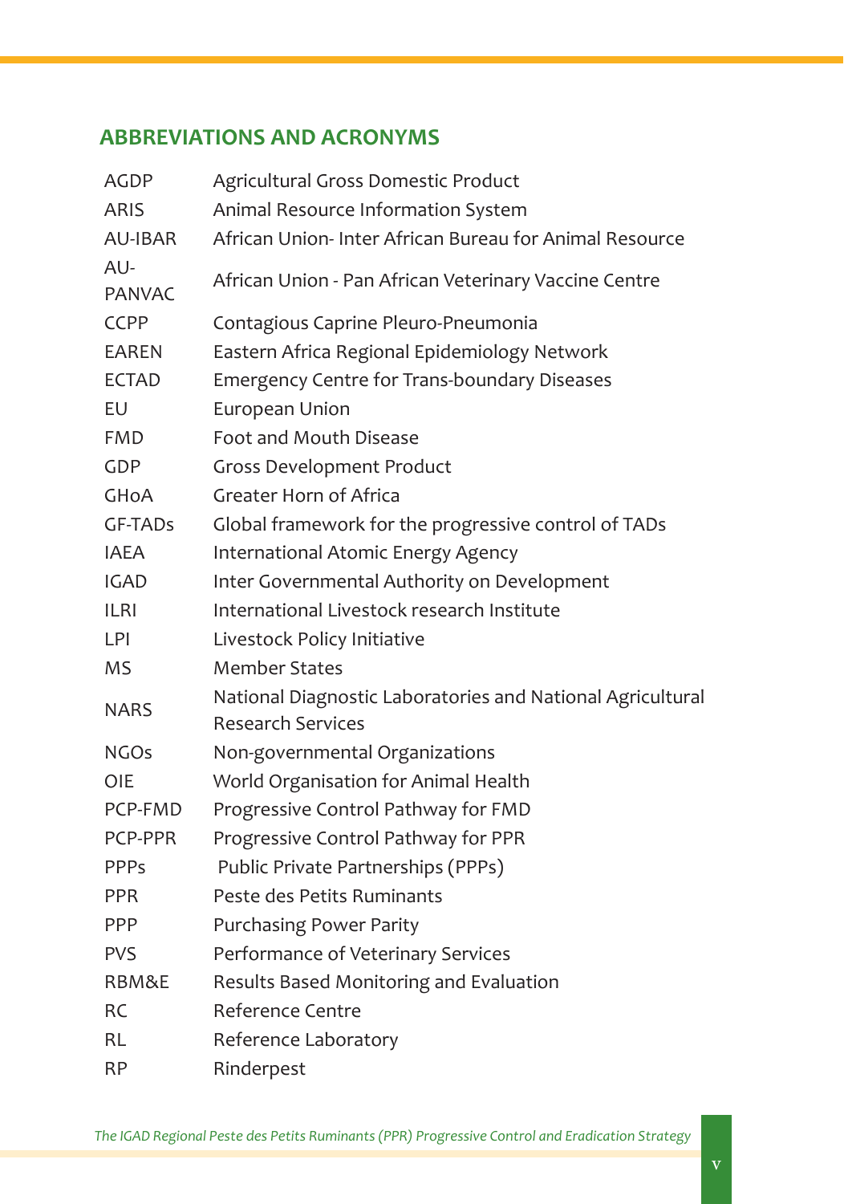## ABBREVIATIONS AND ACRONYMS

| | |
|---|---|
| AGDP | Agricultural Gross Domestic Product |
| ARIS | Animal Resource Information System |
| AU-IBAR | African Union- Inter African Bureau for Animal Resource |
| AU-PANVAC | African Union - Pan African Veterinary Vaccine Centre |
| CCPP | Contagious Caprine Pleuro-Pneumonia |
| EAREN | Eastern Africa Regional Epidemiology Network |
| ECTAD | Emergency Centre for Trans-boundary Diseases |
| EU | European Union |
| FMD | Foot and Mouth Disease |
| GDP | Gross Development Product |
| GHoA | Greater Horn of Africa |
| GF-TADs | Global framework for the progressive control of TADs |
| IAEA | International Atomic Energy Agency |
| IGAD | Inter Governmental Authority on Development |
| ILRI | International Livestock research Institute |
| LPI | Livestock Policy Initiative |
| MS | Member States |
| NARS | National Diagnostic Laboratories and National Agricultural Research Services |
| NGOs | Non-governmental Organizations |
| OIE | World Organisation for Animal Health |
| PCP-FMD | Progressive Control Pathway for FMD |
| PCP-PPR | Progressive Control Pathway for PPR |
| PPPs | Public Private Partnerships (PPPs) |
| PPR | Peste des Petits Ruminants |
| PPP | Purchasing Power Parity |
| PVS | Performance of Veterinary Services |
| RBM&E | Results Based Monitoring and Evaluation |
| RC | Reference Centre |
| RL | Reference Laboratory |
| RP | Rinderpest |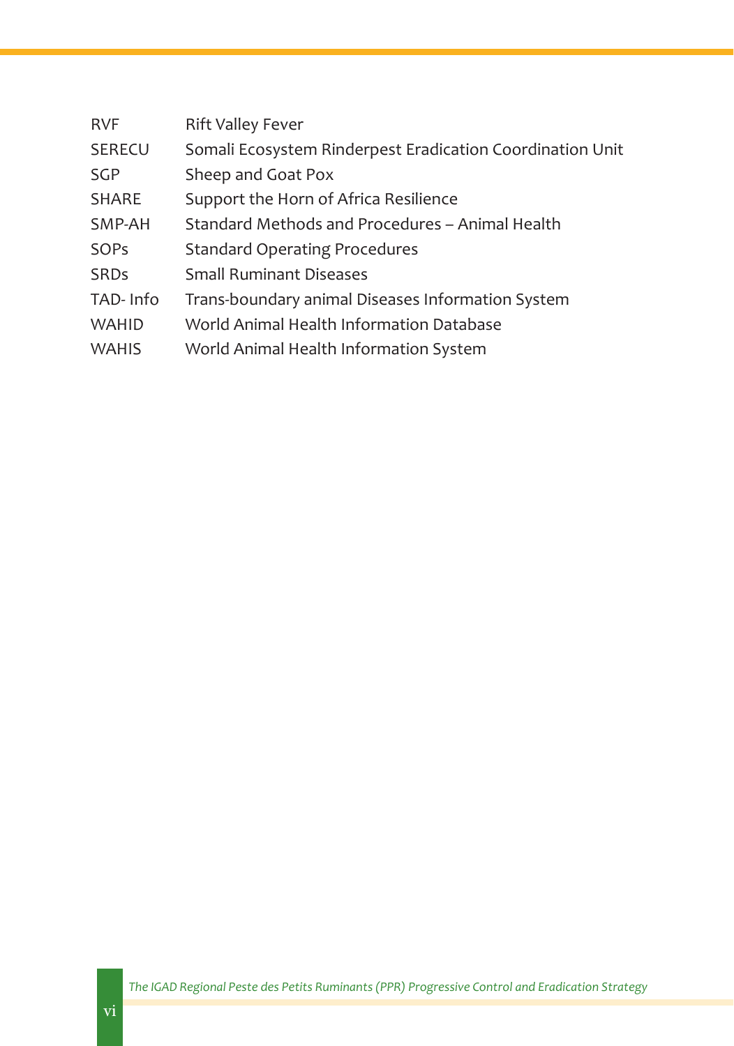| | |
|---|---|
| RVF | Rift Valley Fever |
| SERECU | Somali Ecosystem Rinderpest Eradication Coordination Unit |
| SGP | Sheep and Goat Pox |
| SHARE | Support the Horn of Africa Resilience |
| SMP-AH | Standard Methods and Procedures – Animal Health |
| SOPs | Standard Operating Procedures |
| SRDs | Small Ruminant Diseases |
| TAD- Info | Trans-boundary animal Diseases Information System |
| WAHID | World Animal Health Information Database |
| WAHIS | World Animal Health Information System |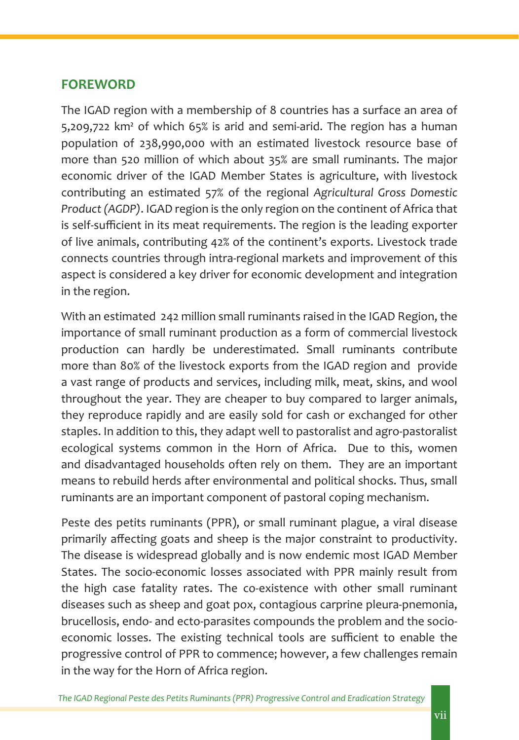## FOREWORD

The IGAD region with a membership of 8 countries has a surface an area of 5,209,722 km² of which 65% is arid and semi-arid. The region has a human population of 238,990,000 with an estimated livestock resource base of more than 520 million of which about 35% are small ruminants. The major economic driver of the IGAD Member States is agriculture, with livestock contributing an estimated 57% of the regional *Agricultural Gross Domestic Product (AGDP)*. IGAD region is the only region on the continent of Africa that is self-sufficient in its meat requirements. The region is the leading exporter of live animals, contributing 42% of the continent's exports. Livestock trade connects countries through intra-regional markets and improvement of this aspect is considered a key driver for economic development and integration in the region.

With an estimated 242 million small ruminants raised in the IGAD Region, the importance of small ruminant production as a form of commercial livestock production can hardly be underestimated. Small ruminants contribute more than 80% of the livestock exports from the IGAD region and provide a vast range of products and services, including milk, meat, skins, and wool throughout the year. They are cheaper to buy compared to larger animals, they reproduce rapidly and are easily sold for cash or exchanged for other staples. In addition to this, they adapt well to pastoralist and agro-pastoralist ecological systems common in the Horn of Africa. Due to this, women and disadvantaged households often rely on them. They are an important means to rebuild herds after environmental and political shocks. Thus, small ruminants are an important component of pastoral coping mechanism.

Peste des petits ruminants (PPR), or small ruminant plague, a viral disease primarily affecting goats and sheep is the major constraint to productivity. The disease is widespread globally and is now endemic most IGAD Member States. The socio-economic losses associated with PPR mainly result from the high case fatality rates. The co-existence with other small ruminant diseases such as sheep and goat pox, contagious carprine pleura-pnemonia, brucellosis, endo- and ecto-parasites compounds the problem and the socio-economic losses. The existing technical tools are sufficient to enable the progressive control of PPR to commence; however, a few challenges remain in the way for the Horn of Africa region.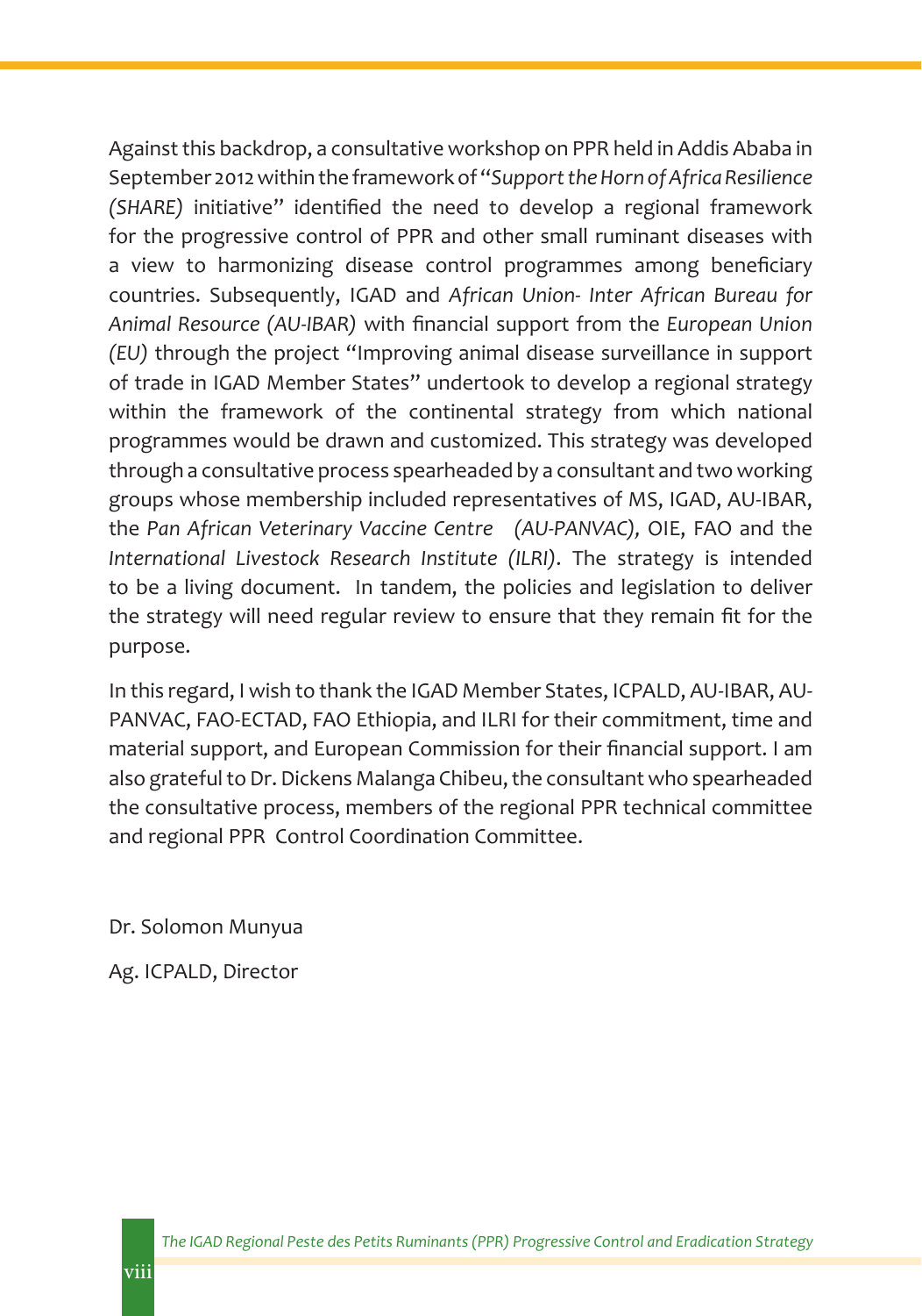Against this backdrop, a consultative workshop on PPR held in Addis Ababa in September 2012 within the framework of "*Support the Horn of Africa Resilience (SHARE)* initiative" identified the need to develop a regional framework for the progressive control of PPR and other small ruminant diseases with a view to harmonizing disease control programmes among beneficiary countries. Subsequently, IGAD and *African Union- Inter African Bureau for Animal Resource (AU-IBAR)* with financial support from the *European Union (EU)* through the project "Improving animal disease surveillance in support of trade in IGAD Member States" undertook to develop a regional strategy within the framework of the continental strategy from which national programmes would be drawn and customized. This strategy was developed through a consultative process spearheaded by a consultant and two working groups whose membership included representatives of MS, IGAD, AU-IBAR, the *Pan African Veterinary Vaccine Centre (AU-PANVAC),* OIE, FAO and the *International Livestock Research Institute (ILRI).* The strategy is intended to be a living document. In tandem, the policies and legislation to deliver the strategy will need regular review to ensure that they remain fit for the purpose.

In this regard, I wish to thank the IGAD Member States, ICPALD, AU-IBAR, AU-PANVAC, FAO-ECTAD, FAO Ethiopia, and ILRI for their commitment, time and material support, and European Commission for their financial support. I am also grateful to Dr. Dickens Malanga Chibeu, the consultant who spearheaded the consultative process, members of the regional PPR technical committee and regional PPR Control Coordination Committee.

Dr. Solomon Munyua

Ag. ICPALD, Director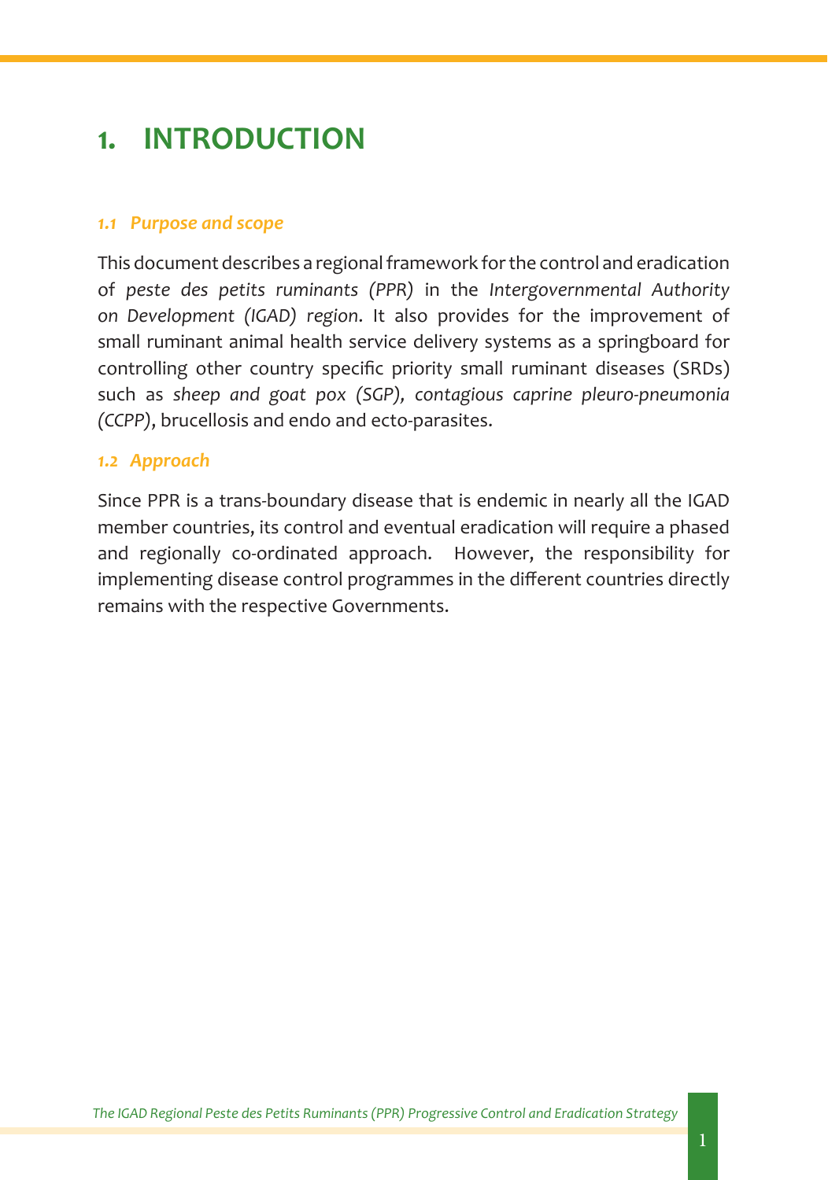# 1. INTRODUCTION

### *1.1 Purpose and scope*

This document describes a regional framework for the control and eradication of *peste des petits ruminants (PPR)* in the *Intergovernmental Authority on Development (IGAD) region*. It also provides for the improvement of small ruminant animal health service delivery systems as a springboard for controlling other country specific priority small ruminant diseases (SRDs) such as *sheep and goat pox (SGP), contagious caprine pleuro-pneumonia (CCPP)*, brucellosis and endo and ecto-parasites.

### *1.2 Approach*

Since PPR is a trans-boundary disease that is endemic in nearly all the IGAD member countries, its control and eventual eradication will require a phased and regionally co-ordinated approach. However, the responsibility for implementing disease control programmes in the different countries directly remains with the respective Governments.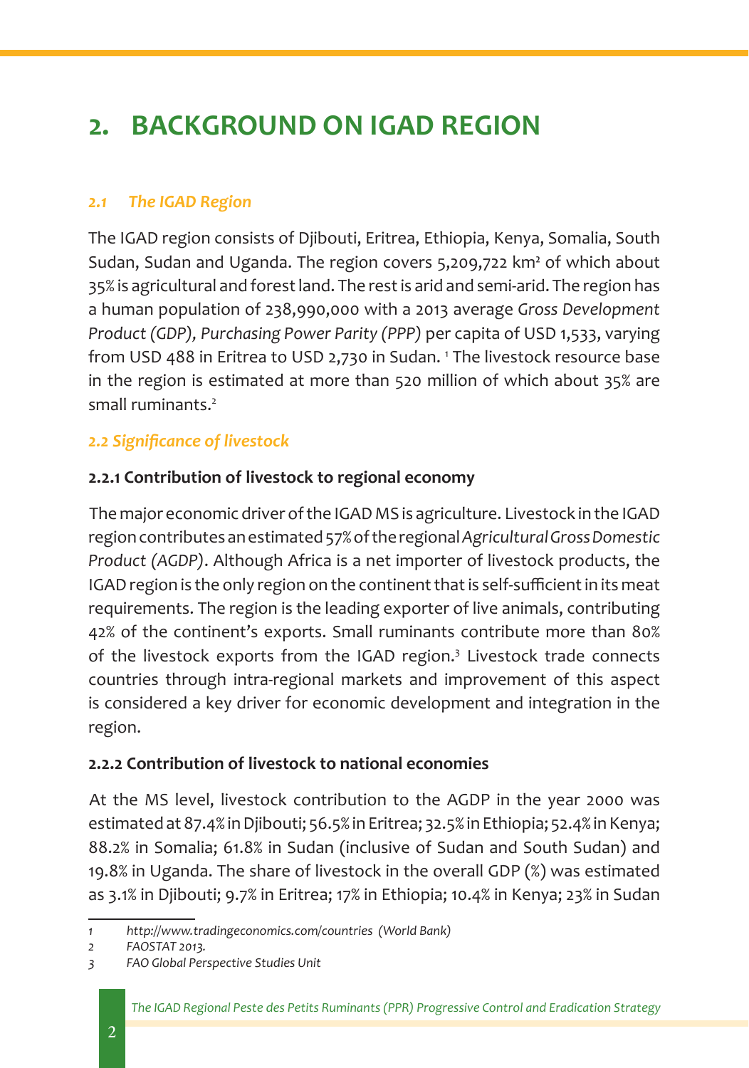# 2. BACKGROUND ON IGAD REGION

## *2.1 The IGAD Region*

The IGAD region consists of Djibouti, Eritrea, Ethiopia, Kenya, Somalia, South Sudan, Sudan and Uganda. The region covers 5,209,722 km$^2$ of which about 35% is agricultural and forest land. The rest is arid and semi-arid. The region has a human population of 238,990,000 with a 2013 average *Gross Development Product (GDP), Purchasing Power Parity (PPP)* per capita of USD 1,533, varying from USD 488 in Eritrea to USD 2,730 in Sudan. [1] The livestock resource base in the region is estimated at more than 520 million of which about 35% are small ruminants.[2]

## *2.2 Significance of livestock*

### 2.2.1 Contribution of livestock to regional economy

The major economic driver of the IGAD MS is agriculture. Livestock in the IGAD region contributes an estimated 57% of the regional *Agricultural Gross Domestic Product (AGDP)*. Although Africa is a net importer of livestock products, the IGAD region is the only region on the continent that is self-sufficient in its meat requirements. The region is the leading exporter of live animals, contributing 42% of the continent's exports. Small ruminants contribute more than 80% of the livestock exports from the IGAD region.[3] Livestock trade connects countries through intra-regional markets and improvement of this aspect is considered a key driver for economic development and integration in the region.

### 2.2.2 Contribution of livestock to national economies

At the MS level, livestock contribution to the AGDP in the year 2000 was estimated at 87.4% in Djibouti; 56.5% in Eritrea; 32.5% in Ethiopia; 52.4% in Kenya; 88.2% in Somalia; 61.8% in Sudan (inclusive of Sudan and South Sudan) and 19.8% in Uganda. The share of livestock in the overall GDP (%) was estimated as 3.1% in Djibouti; 9.7% in Eritrea; 17% in Ethiopia; 10.4% in Kenya; 23% in Sudan

---

1 *http://www.tradingeconomics.com/countries (World Bank)*

2 *FAOSTAT 2013.*

3 *FAO Global Perspective Studies Unit*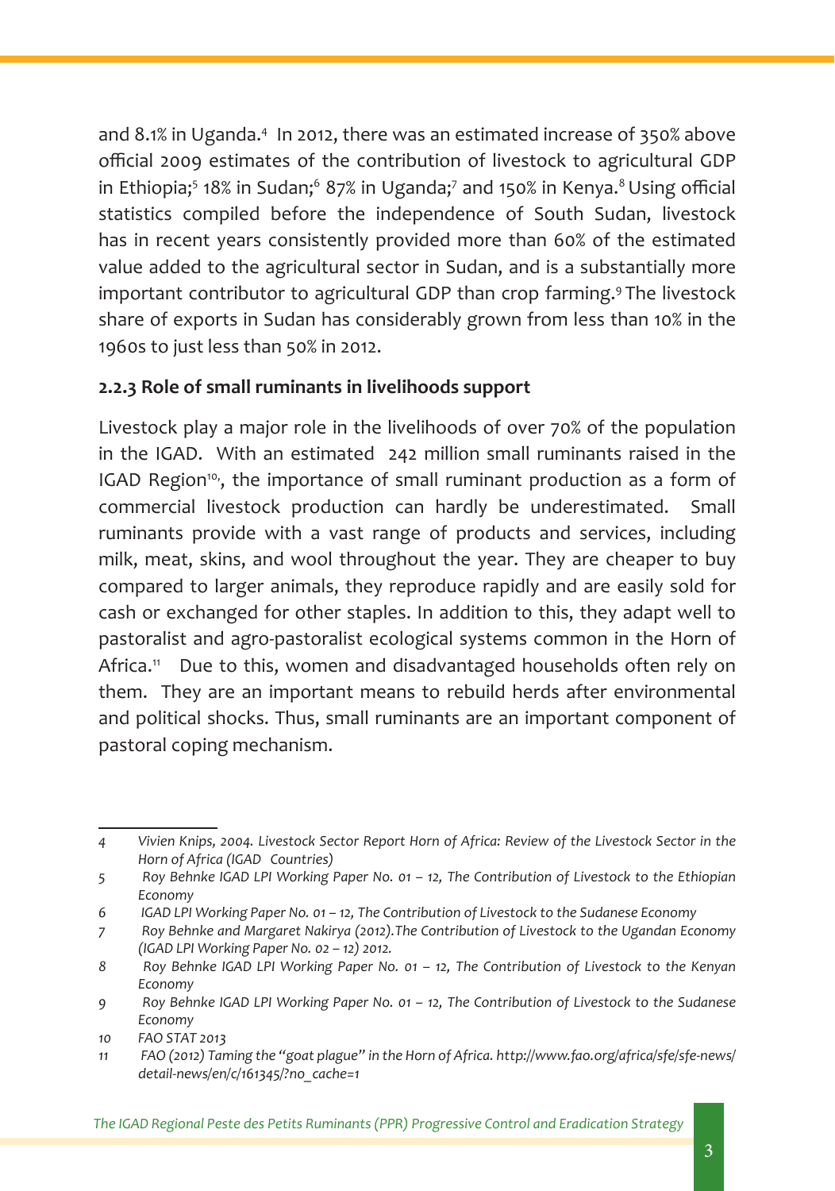and 8.1% in Uganda.[4] In 2012, there was an estimated increase of 350% above official 2009 estimates of the contribution of livestock to agricultural GDP in Ethiopia;[5] 18% in Sudan;[6] 87% in Uganda;[7] and 150% in Kenya.[8] Using official statistics compiled before the independence of South Sudan, livestock has in recent years consistently provided more than 60% of the estimated value added to the agricultural sector in Sudan, and is a substantially more important contributor to agricultural GDP than crop farming.[9] The livestock share of exports in Sudan has considerably grown from less than 10% in the 1960s to just less than 50% in 2012.

### 2.2.3 Role of small ruminants in livelihoods support

Livestock play a major role in the livelihoods of over 70% of the population in the IGAD. With an estimated 242 million small ruminants raised in the IGAD Region[10], the importance of small ruminant production as a form of commercial livestock production can hardly be underestimated. Small ruminants provide with a vast range of products and services, including milk, meat, skins, and wool throughout the year. They are cheaper to buy compared to larger animals, they reproduce rapidly and are easily sold for cash or exchanged for other staples. In addition to this, they adapt well to pastoralist and agro-pastoralist ecological systems common in the Horn of Africa.[11] Due to this, women and disadvantaged households often rely on them. They are an important means to rebuild herds after environmental and political shocks. Thus, small ruminants are an important component of pastoral coping mechanism.

---

4 *Vivien Knips, 2004. Livestock Sector Report Horn of Africa: Review of the Livestock Sector in the Horn of Africa (IGAD Countries)*

5 *Roy Behnke IGAD LPI Working Paper No. 01 – 12, The Contribution of Livestock to the Ethiopian Economy*

6 *IGAD LPI Working Paper No. 01 – 12, The Contribution of Livestock to the Sudanese Economy*

7 *Roy Behnke and Margaret Nakirya (2012).The Contribution of Livestock to the Ugandan Economy (IGAD LPI Working Paper No. 02 – 12) 2012.*

8 *Roy Behnke IGAD LPI Working Paper No. 01 – 12, The Contribution of Livestock to the Kenyan Economy*

9 *Roy Behnke IGAD LPI Working Paper No. 01 – 12, The Contribution of Livestock to the Sudanese Economy*

10 *FAO STAT 2013*

11 *FAO (2012) Taming the "goat plague" in the Horn of Africa. http://www.fao.org/africa/sfe/sfe-news/detail-news/en/c/161345/?no_cache=1*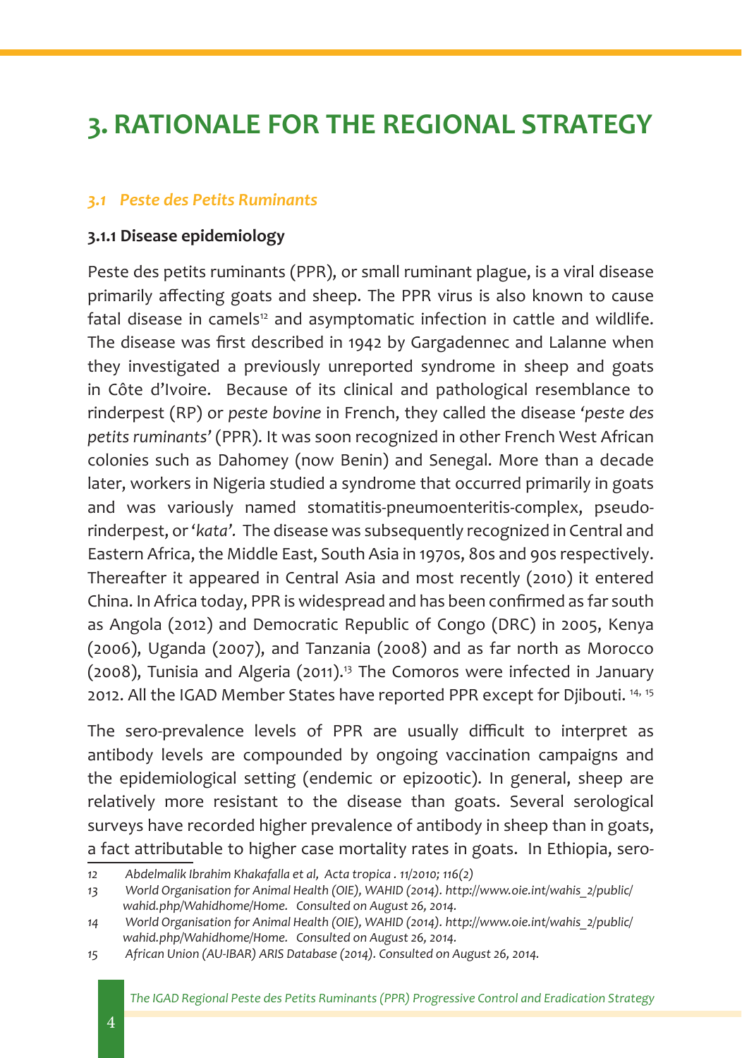# 3. RATIONALE FOR THE REGIONAL STRATEGY

## *3.1 Peste des Petits Ruminants*

### 3.1.1 Disease epidemiology

Peste des petits ruminants (PPR), or small ruminant plague, is a viral disease primarily affecting goats and sheep. The PPR virus is also known to cause fatal disease in camels[12] and asymptomatic infection in cattle and wildlife. The disease was first described in 1942 by Gargadennec and Lalanne when they investigated a previously unreported syndrome in sheep and goats in Côte d'Ivoire. Because of its clinical and pathological resemblance to rinderpest (RP) or *peste bovine* in French, they called the disease '*peste des petits ruminants*' (PPR). It was soon recognized in other French West African colonies such as Dahomey (now Benin) and Senegal. More than a decade later, workers in Nigeria studied a syndrome that occurred primarily in goats and was variously named stomatitis-pneumoenteritis-complex, pseudo-rinderpest, or '*kata*'. The disease was subsequently recognized in Central and Eastern Africa, the Middle East, South Asia in 1970s, 80s and 90s respectively. Thereafter it appeared in Central Asia and most recently (2010) it entered China. In Africa today, PPR is widespread and has been confirmed as far south as Angola (2012) and Democratic Republic of Congo (DRC) in 2005, Kenya (2006), Uganda (2007), and Tanzania (2008) and as far north as Morocco (2008), Tunisia and Algeria (2011).[13] The Comoros were infected in January 2012. All the IGAD Member States have reported PPR except for Djibouti.[14, 15]

The sero-prevalence levels of PPR are usually difficult to interpret as antibody levels are compounded by ongoing vaccination campaigns and the epidemiological setting (endemic or epizootic). In general, sheep are relatively more resistant to the disease than goats. Several serological surveys have recorded higher prevalence of antibody in sheep than in goats, a fact attributable to higher case mortality rates in goats. In Ethiopia, sero-

---

12 *Abdelmalik Ibrahim Khakafalla et al, Acta tropica . 11/2010; 116(2)*

13 *World Organisation for Animal Health (OIE), WAHID (2014). http://www.oie.int/wahis_2/public/wahid.php/Wahidhome/Home. Consulted on August 26, 2014.*

14 *World Organisation for Animal Health (OIE), WAHID (2014). http://www.oie.int/wahis_2/public/wahid.php/Wahidhome/Home. Consulted on August 26, 2014.*

15 *African Union (AU-IBAR) ARIS Database (2014). Consulted on August 26, 2014.*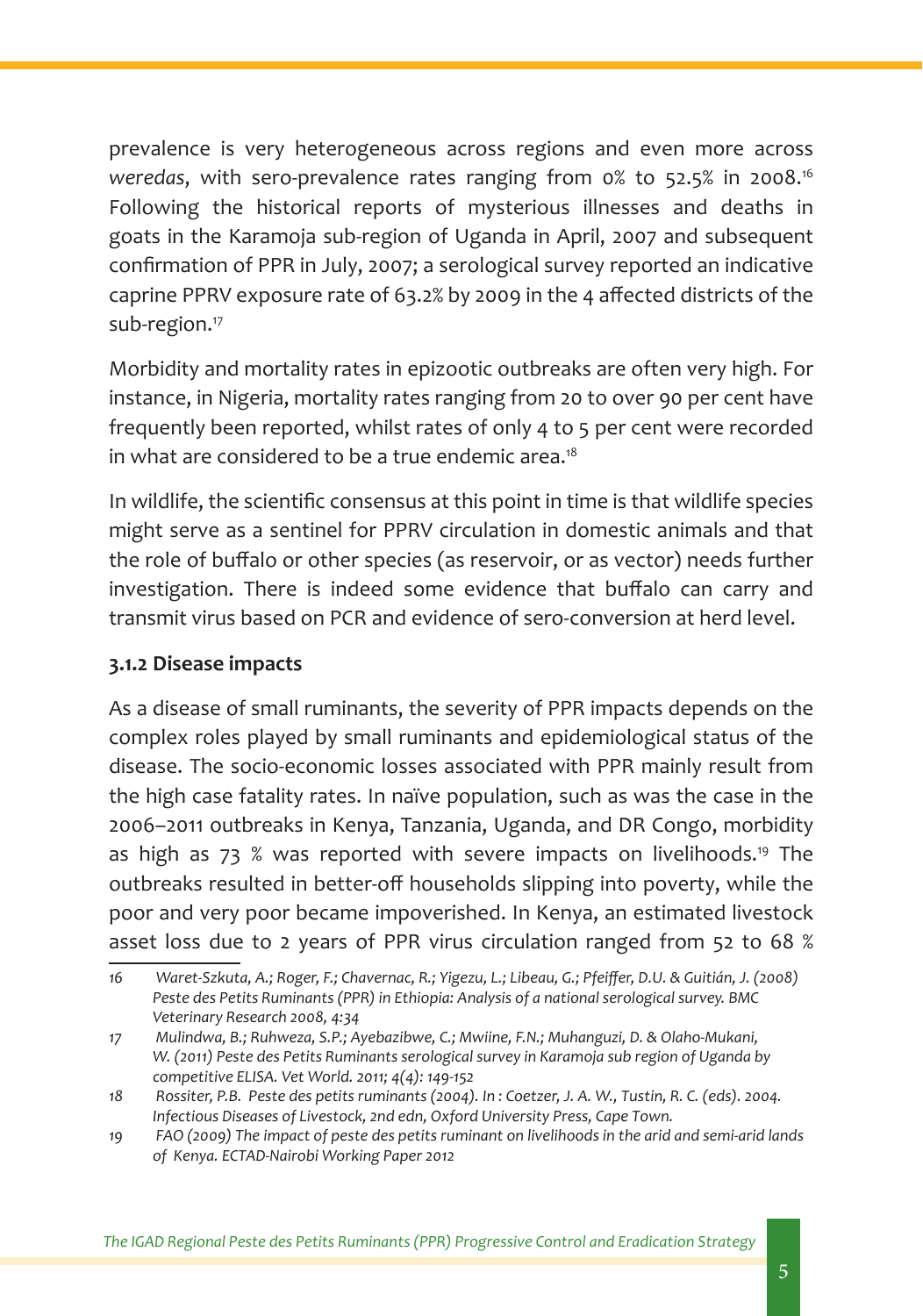prevalence is very heterogeneous across regions and even more across *weredas*, with sero-prevalence rates ranging from 0% to 52.5% in 2008.[16] Following the historical reports of mysterious illnesses and deaths in goats in the Karamoja sub-region of Uganda in April, 2007 and subsequent confirmation of PPR in July, 2007; a serological survey reported an indicative caprine PPRV exposure rate of 63.2% by 2009 in the 4 affected districts of the sub-region.[17]

Morbidity and mortality rates in epizootic outbreaks are often very high. For instance, in Nigeria, mortality rates ranging from 20 to over 90 per cent have frequently been reported, whilst rates of only 4 to 5 per cent were recorded in what are considered to be a true endemic area.[18]

In wildlife, the scientific consensus at this point in time is that wildlife species might serve as a sentinel for PPRV circulation in domestic animals and that the role of buffalo or other species (as reservoir, or as vector) needs further investigation. There is indeed some evidence that buffalo can carry and transmit virus based on PCR and evidence of sero-conversion at herd level.

### 3.1.2 Disease impacts

As a disease of small ruminants, the severity of PPR impacts depends on the complex roles played by small ruminants and epidemiological status of the disease. The socio-economic losses associated with PPR mainly result from the high case fatality rates. In naïve population, such as was the case in the 2006–2011 outbreaks in Kenya, Tanzania, Uganda, and DR Congo, morbidity as high as 73 % was reported with severe impacts on livelihoods.[19] The outbreaks resulted in better-off households slipping into poverty, while the poor and very poor became impoverished. In Kenya, an estimated livestock asset loss due to 2 years of PPR virus circulation ranged from 52 to 68 %

---

16 *Waret-Szkuta, A.; Roger, F.; Chavernac, R.; Yigezu, L.; Libeau, G.; Pfeiffer, D.U. & Guitián, J. (2008) Peste des Petits Ruminants (PPR) in Ethiopia: Analysis of a national serological survey. BMC Veterinary Research 2008, 4:34*

17 *Mulindwa, B.; Ruhweza, S.P.; Ayebazibwe, C.; Mwiine, F.N.; Muhanguzi, D. & Olaho-Mukani, W. (2011) Peste des Petits Ruminants serological survey in Karamoja sub region of Uganda by competitive ELISA. Vet World. 2011; 4(4): 149-152*

18 *Rossiter, P.B. Peste des petits ruminants (2004). In : Coetzer, J. A. W., Tustin, R. C. (eds). 2004. Infectious Diseases of Livestock, 2nd edn, Oxford University Press, Cape Town.*

19 *FAO (2009) The impact of peste des petits ruminant on livelihoods in the arid and semi-arid lands of Kenya. ECTAD-Nairobi Working Paper 2012*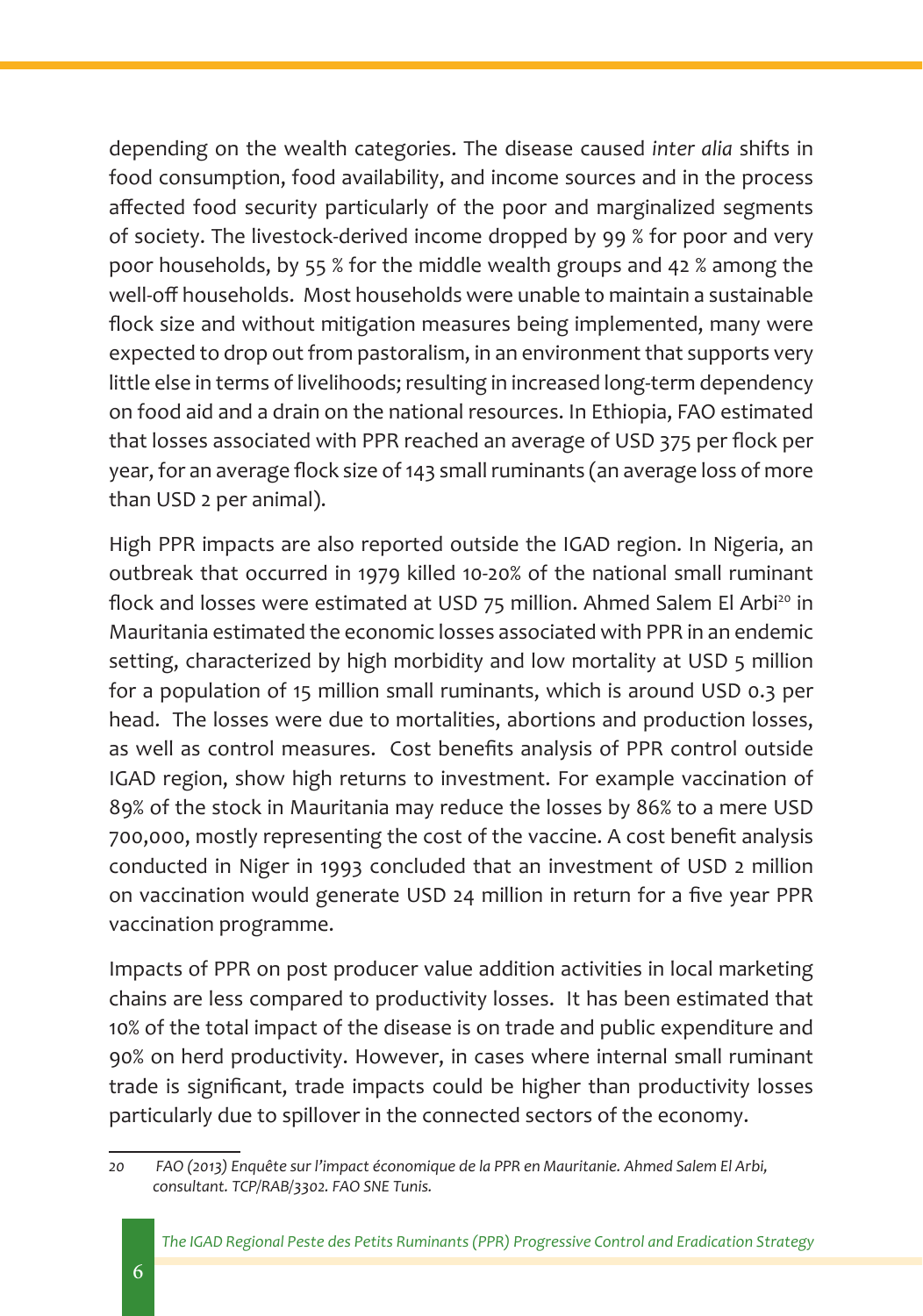depending on the wealth categories. The disease caused *inter alia* shifts in food consumption, food availability, and income sources and in the process affected food security particularly of the poor and marginalized segments of society. The livestock-derived income dropped by 99 % for poor and very poor households, by 55 % for the middle wealth groups and 42 % among the well-off households. Most households were unable to maintain a sustainable flock size and without mitigation measures being implemented, many were expected to drop out from pastoralism, in an environment that supports very little else in terms of livelihoods; resulting in increased long-term dependency on food aid and a drain on the national resources. In Ethiopia, FAO estimated that losses associated with PPR reached an average of USD 375 per flock per year, for an average flock size of 143 small ruminants (an average loss of more than USD 2 per animal).

High PPR impacts are also reported outside the IGAD region. In Nigeria, an outbreak that occurred in 1979 killed 10-20% of the national small ruminant flock and losses were estimated at USD 75 million. Ahmed Salem El Arbi[20] in Mauritania estimated the economic losses associated with PPR in an endemic setting, characterized by high morbidity and low mortality at USD 5 million for a population of 15 million small ruminants, which is around USD 0.3 per head. The losses were due to mortalities, abortions and production losses, as well as control measures. Cost benefits analysis of PPR control outside IGAD region, show high returns to investment. For example vaccination of 89% of the stock in Mauritania may reduce the losses by 86% to a mere USD 700,000, mostly representing the cost of the vaccine. A cost benefit analysis conducted in Niger in 1993 concluded that an investment of USD 2 million on vaccination would generate USD 24 million in return for a five year PPR vaccination programme.

Impacts of PPR on post producer value addition activities in local marketing chains are less compared to productivity losses. It has been estimated that 10% of the total impact of the disease is on trade and public expenditure and 90% on herd productivity. However, in cases where internal small ruminant trade is significant, trade impacts could be higher than productivity losses particularly due to spillover in the connected sectors of the economy.

---

20 *FAO (2013) Enquête sur l'impact économique de la PPR en Mauritanie. Ahmed Salem El Arbi, consultant. TCP/RAB/3302. FAO SNE Tunis.*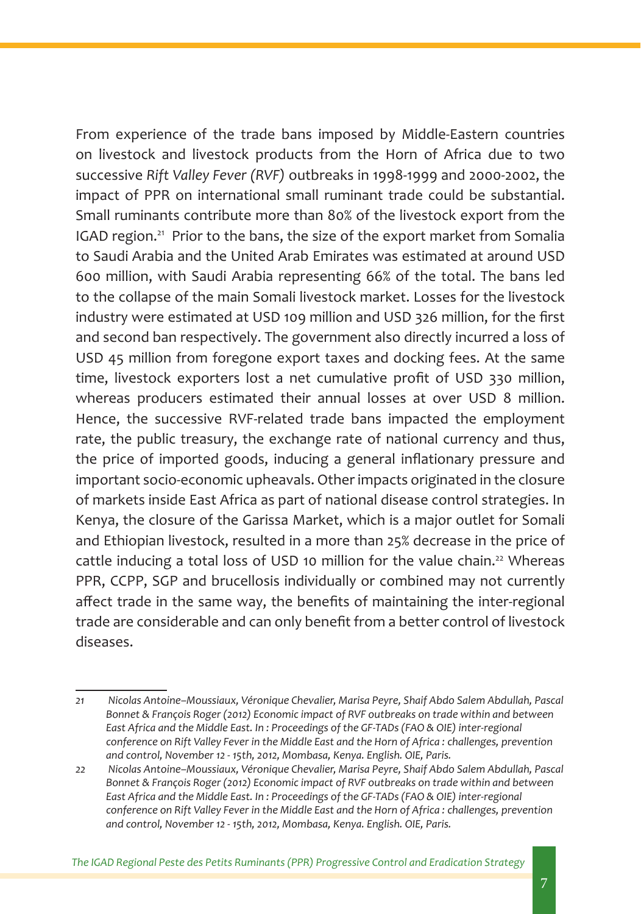From experience of the trade bans imposed by Middle-Eastern countries on livestock and livestock products from the Horn of Africa due to two successive *Rift Valley Fever (RVF)* outbreaks in 1998-1999 and 2000-2002, the impact of PPR on international small ruminant trade could be substantial. Small ruminants contribute more than 80% of the livestock export from the IGAD region.[21] Prior to the bans, the size of the export market from Somalia to Saudi Arabia and the United Arab Emirates was estimated at around USD 600 million, with Saudi Arabia representing 66% of the total. The bans led to the collapse of the main Somali livestock market. Losses for the livestock industry were estimated at USD 109 million and USD 326 million, for the first and second ban respectively. The government also directly incurred a loss of USD 45 million from foregone export taxes and docking fees. At the same time, livestock exporters lost a net cumulative profit of USD 330 million, whereas producers estimated their annual losses at over USD 8 million. Hence, the successive RVF-related trade bans impacted the employment rate, the public treasury, the exchange rate of national currency and thus, the price of imported goods, inducing a general inflationary pressure and important socio-economic upheavals. Other impacts originated in the closure of markets inside East Africa as part of national disease control strategies. In Kenya, the closure of the Garissa Market, which is a major outlet for Somali and Ethiopian livestock, resulted in a more than 25% decrease in the price of cattle inducing a total loss of USD 10 million for the value chain.[22] Whereas PPR, CCPP, SGP and brucellosis individually or combined may not currently affect trade in the same way, the benefits of maintaining the inter-regional trade are considerable and can only benefit from a better control of livestock diseases.

---

21 *Nicolas Antoine–Moussiaux, Véronique Chevalier, Marisa Peyre, Shaif Abdo Salem Abdullah, Pascal Bonnet & François Roger (2012) Economic impact of RVF outbreaks on trade within and between East Africa and the Middle East. In : Proceedings of the GF-TADs (FAO & OIE) inter-regional conference on Rift Valley Fever in the Middle East and the Horn of Africa : challenges, prevention and control, November 12 - 15th, 2012, Mombasa, Kenya. English. OIE, Paris.*

22 *Nicolas Antoine–Moussiaux, Véronique Chevalier, Marisa Peyre, Shaif Abdo Salem Abdullah, Pascal Bonnet & François Roger (2012) Economic impact of RVF outbreaks on trade within and between East Africa and the Middle East. In : Proceedings of the GF-TADs (FAO & OIE) inter-regional conference on Rift Valley Fever in the Middle East and the Horn of Africa : challenges, prevention and control, November 12 - 15th, 2012, Mombasa, Kenya. English. OIE, Paris.*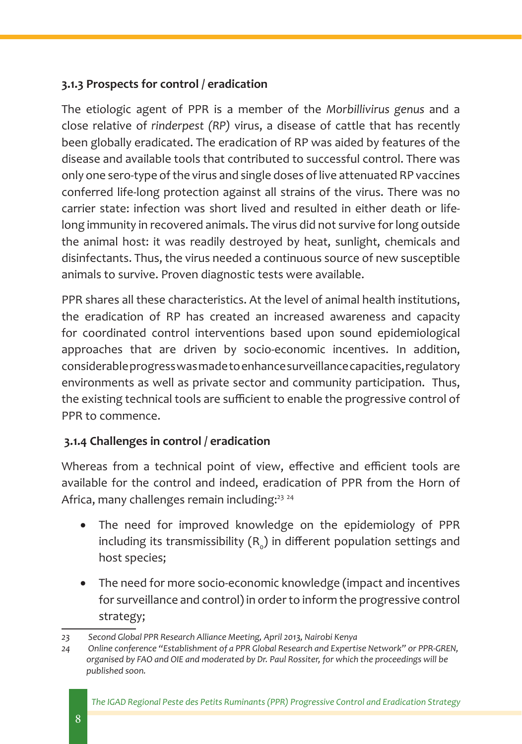### 3.1.3 Prospects for control / eradication

The etiologic agent of PPR is a member of the *Morbillivirus genus* and a close relative of *rinderpest (RP)* virus, a disease of cattle that has recently been globally eradicated. The eradication of RP was aided by features of the disease and available tools that contributed to successful control. There was only one sero-type of the virus and single doses of live attenuated RP vaccines conferred life-long protection against all strains of the virus. There was no carrier state: infection was short lived and resulted in either death or life-long immunity in recovered animals. The virus did not survive for long outside the animal host: it was readily destroyed by heat, sunlight, chemicals and disinfectants. Thus, the virus needed a continuous source of new susceptible animals to survive. Proven diagnostic tests were available.

PPR shares all these characteristics. At the level of animal health institutions, the eradication of RP has created an increased awareness and capacity for coordinated control interventions based upon sound epidemiological approaches that are driven by socio-economic incentives. In addition, considerable progress was made to enhance surveillance capacities, regulatory environments as well as private sector and community participation. Thus, the existing technical tools are sufficient to enable the progressive control of PPR to commence.

### 3.1.4 Challenges in control / eradication

Whereas from a technical point of view, effective and efficient tools are available for the control and indeed, eradication of PPR from the Horn of Africa, many challenges remain including:[23] [24]

- The need for improved knowledge on the epidemiology of PPR including its transmissibility ($R_0$) in different population settings and host species;
- The need for more socio-economic knowledge (impact and incentives for surveillance and control) in order to inform the progressive control strategy;

---

23 *Second Global PPR Research Alliance Meeting, April 2013, Nairobi Kenya*

24 *Online conference "Establishment of a PPR Global Research and Expertise Network" or PPR-GREN, organised by FAO and OIE and moderated by Dr. Paul Rossiter, for which the proceedings will be published soon.*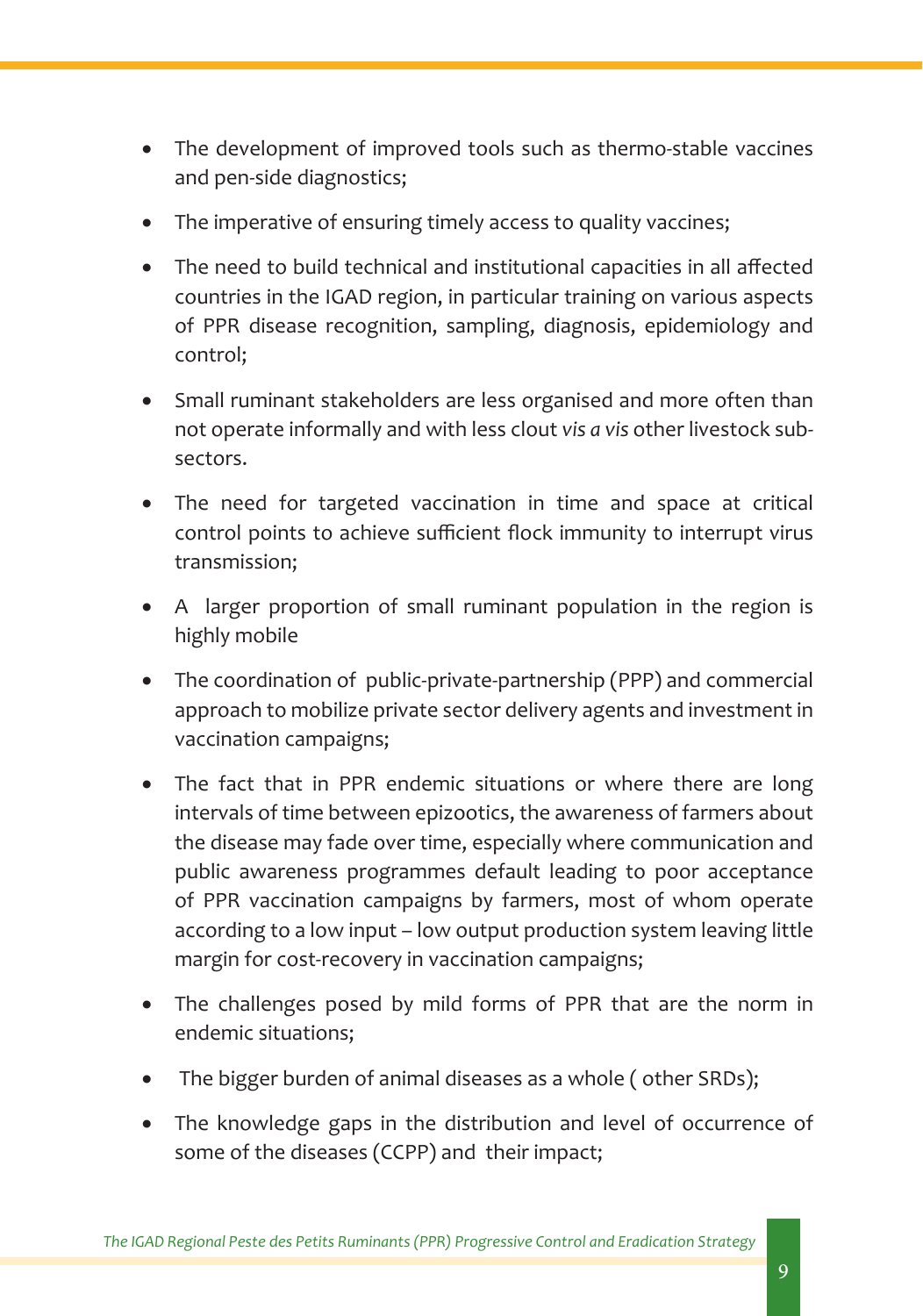- The development of improved tools such as thermo-stable vaccines and pen-side diagnostics;
- The imperative of ensuring timely access to quality vaccines;
- The need to build technical and institutional capacities in all affected countries in the IGAD region, in particular training on various aspects of PPR disease recognition, sampling, diagnosis, epidemiology and control;
- Small ruminant stakeholders are less organised and more often than not operate informally and with less clout *vis a vis* other livestock sub-sectors.
- The need for targeted vaccination in time and space at critical control points to achieve sufficient flock immunity to interrupt virus transmission;
- A larger proportion of small ruminant population in the region is highly mobile
- The coordination of public-private-partnership (PPP) and commercial approach to mobilize private sector delivery agents and investment in vaccination campaigns;
- The fact that in PPR endemic situations or where there are long intervals of time between epizootics, the awareness of farmers about the disease may fade over time, especially where communication and public awareness programmes default leading to poor acceptance of PPR vaccination campaigns by farmers, most of whom operate according to a low input – low output production system leaving little margin for cost-recovery in vaccination campaigns;
- The challenges posed by mild forms of PPR that are the norm in endemic situations;
- The bigger burden of animal diseases as a whole ( other SRDs);
- The knowledge gaps in the distribution and level of occurrence of some of the diseases (CCPP) and their impact;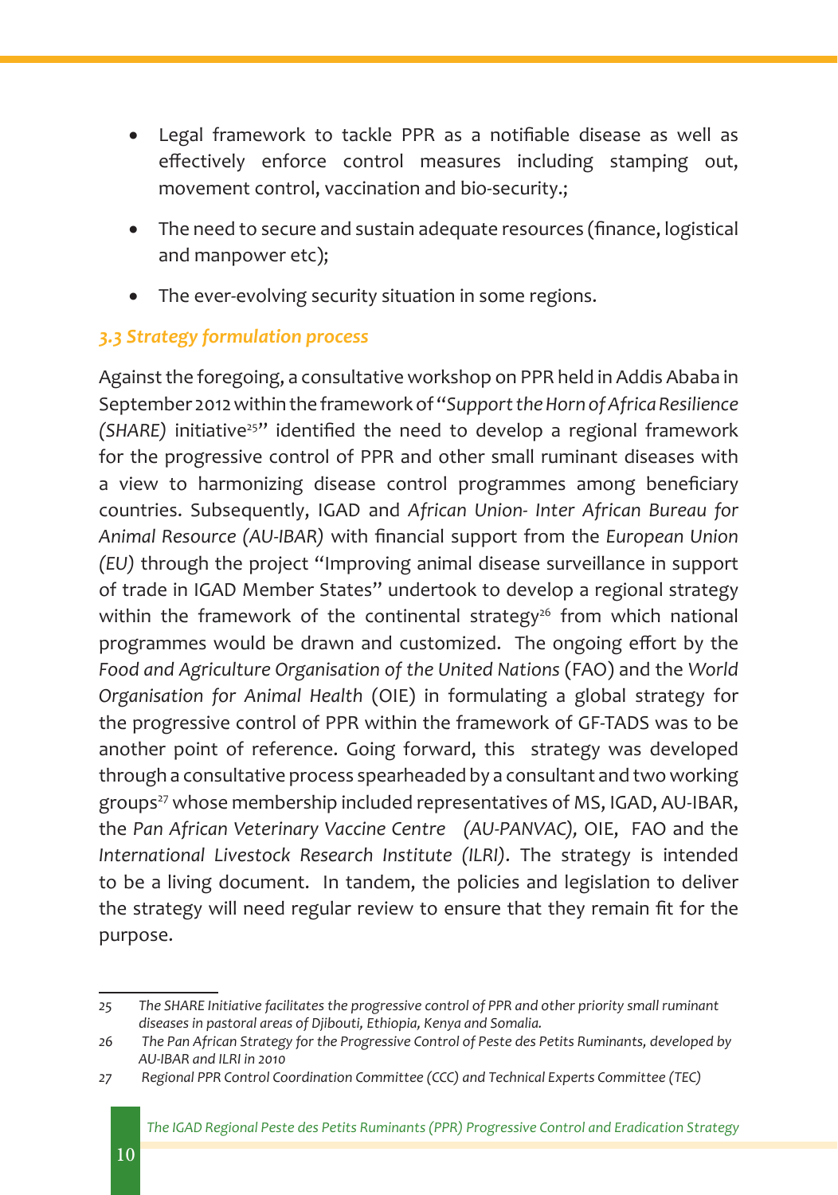- Legal framework to tackle PPR as a notifiable disease as well as effectively enforce control measures including stamping out, movement control, vaccination and bio-security.;
- The need to secure and sustain adequate resources (finance, logistical and manpower etc);
- The ever-evolving security situation in some regions.

### *3.3 Strategy formulation process*

Against the foregoing, a consultative workshop on PPR held in Addis Ababa in September 2012 within the framework of "*Support the Horn of Africa Resilience (SHARE)* initiative[25]" identified the need to develop a regional framework for the progressive control of PPR and other small ruminant diseases with a view to harmonizing disease control programmes among beneficiary countries. Subsequently, IGAD and *African Union- Inter African Bureau for Animal Resource (AU-IBAR)* with financial support from the *European Union (EU)* through the project "Improving animal disease surveillance in support of trade in IGAD Member States" undertook to develop a regional strategy within the framework of the continental strategy[26] from which national programmes would be drawn and customized. The ongoing effort by the *Food and Agriculture Organisation of the United Nations* (FAO) and the *World Organisation for Animal Health* (OIE) in formulating a global strategy for the progressive control of PPR within the framework of GF-TADS was to be another point of reference. Going forward, this strategy was developed through a consultative process spearheaded by a consultant and two working groups[27] whose membership included representatives of MS, IGAD, AU-IBAR, the *Pan African Veterinary Vaccine Centre (AU-PANVAC)*, OIE, FAO and the *International Livestock Research Institute (ILRI)*. The strategy is intended to be a living document. In tandem, the policies and legislation to deliver the strategy will need regular review to ensure that they remain fit for the purpose.

---

25 *The SHARE Initiative facilitates the progressive control of PPR and other priority small ruminant diseases in pastoral areas of Djibouti, Ethiopia, Kenya and Somalia.*

26 *The Pan African Strategy for the Progressive Control of Peste des Petits Ruminants, developed by AU-IBAR and ILRI in 2010*

27 *Regional PPR Control Coordination Committee (CCC) and Technical Experts Committee (TEC)*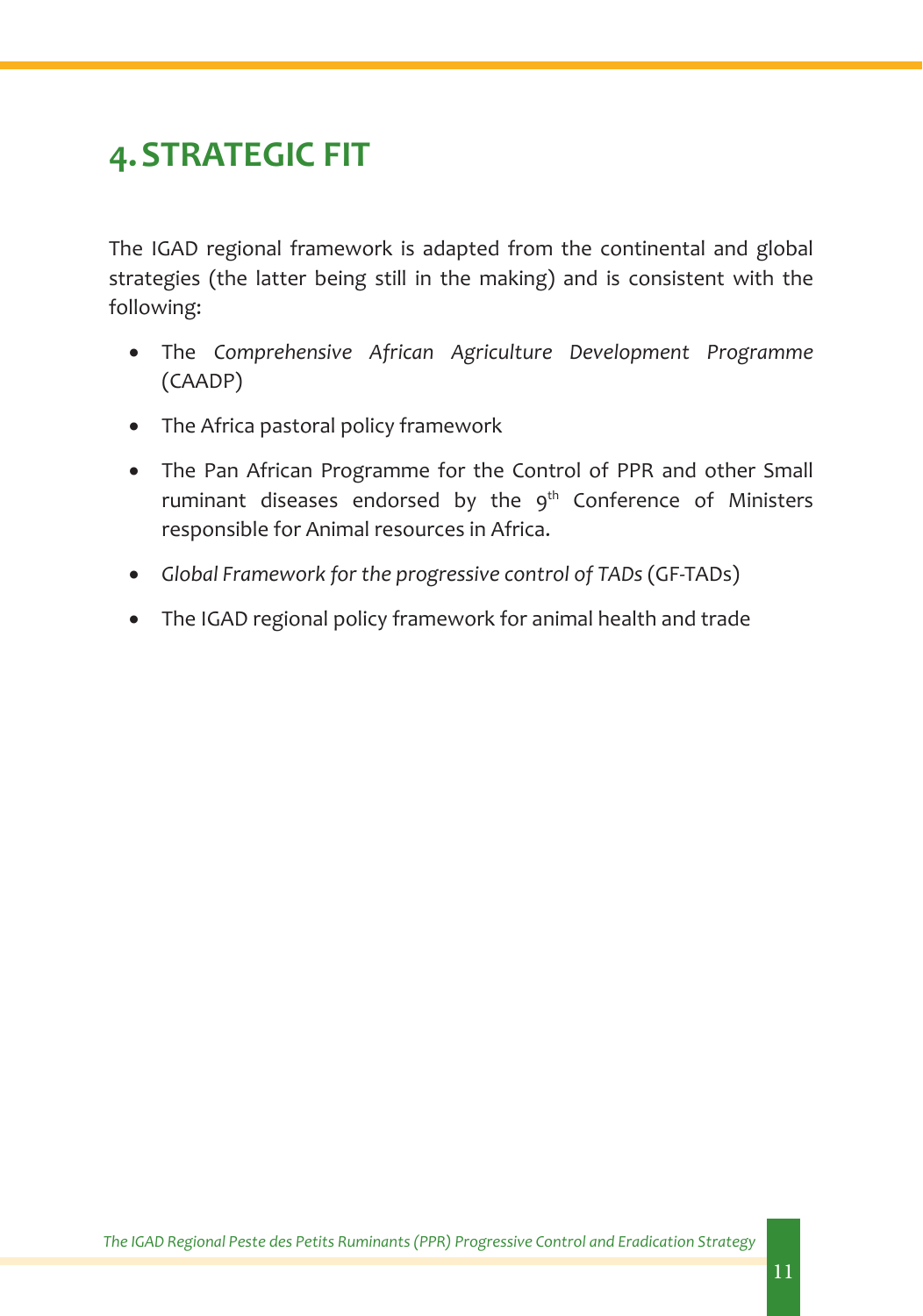# 4. STRATEGIC FIT

The IGAD regional framework is adapted from the continental and global strategies (the latter being still in the making) and is consistent with the following:

- The *Comprehensive African Agriculture Development Programme* (CAADP)
- The Africa pastoral policy framework
- The Pan African Programme for the Control of PPR and other Small ruminant diseases endorsed by the 9th Conference of Ministers responsible for Animal resources in Africa.
- *Global Framework for the progressive control of TADs* (GF-TADs)
- The IGAD regional policy framework for animal health and trade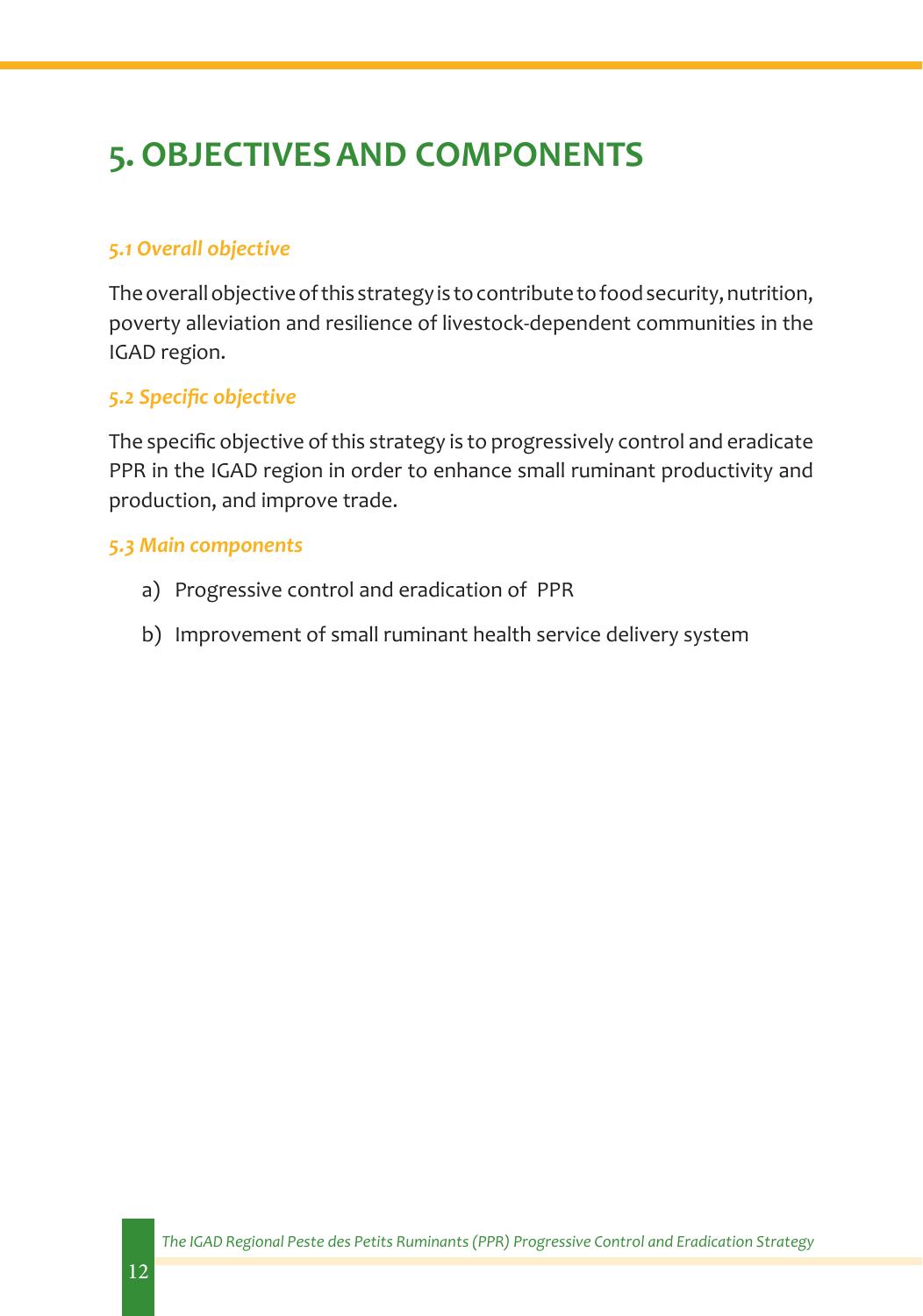# 5. OBJECTIVES AND COMPONENTS

### *5.1 Overall objective*

The overall objective of this strategy is to contribute to food security, nutrition, poverty alleviation and resilience of livestock-dependent communities in the IGAD region.

### *5.2 Specific objective*

The specific objective of this strategy is to progressively control and eradicate PPR in the IGAD region in order to enhance small ruminant productivity and production, and improve trade.

### *5.3 Main components*

a) Progressive control and eradication of PPR

b) Improvement of small ruminant health service delivery system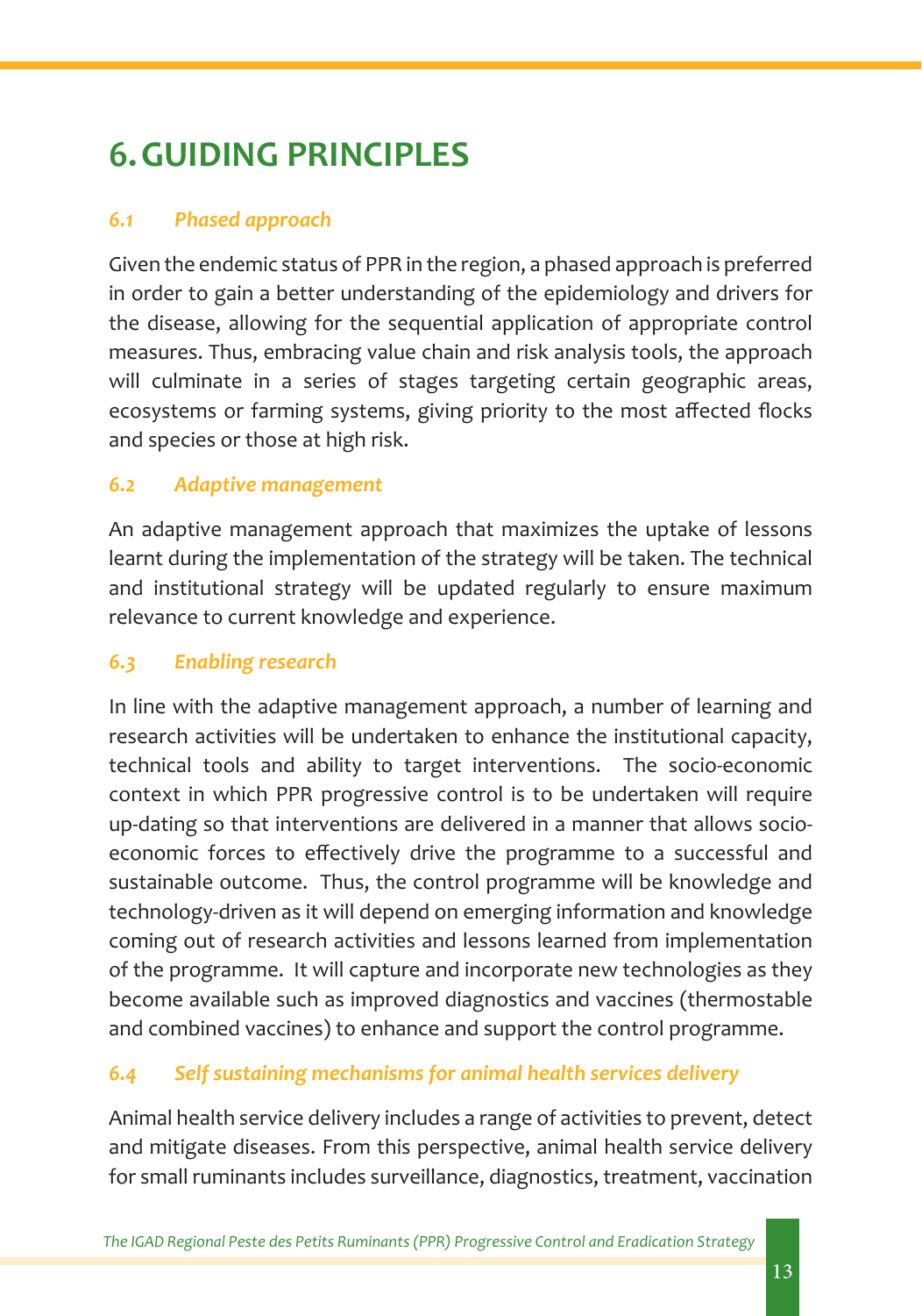# 6. GUIDING PRINCIPLES

### *6.1 Phased approach*

Given the endemic status of PPR in the region, a phased approach is preferred in order to gain a better understanding of the epidemiology and drivers for the disease, allowing for the sequential application of appropriate control measures. Thus, embracing value chain and risk analysis tools, the approach will culminate in a series of stages targeting certain geographic areas, ecosystems or farming systems, giving priority to the most affected flocks and species or those at high risk.

### *6.2 Adaptive management*

An adaptive management approach that maximizes the uptake of lessons learnt during the implementation of the strategy will be taken. The technical and institutional strategy will be updated regularly to ensure maximum relevance to current knowledge and experience.

### *6.3 Enabling research*

In line with the adaptive management approach, a number of learning and research activities will be undertaken to enhance the institutional capacity, technical tools and ability to target interventions. The socio-economic context in which PPR progressive control is to be undertaken will require up-dating so that interventions are delivered in a manner that allows socio-economic forces to effectively drive the programme to a successful and sustainable outcome. Thus, the control programme will be knowledge and technology-driven as it will depend on emerging information and knowledge coming out of research activities and lessons learned from implementation of the programme. It will capture and incorporate new technologies as they become available such as improved diagnostics and vaccines (thermostable and combined vaccines) to enhance and support the control programme.

### *6.4 Self sustaining mechanisms for animal health services delivery*

Animal health service delivery includes a range of activities to prevent, detect and mitigate diseases. From this perspective, animal health service delivery for small ruminants includes surveillance, diagnostics, treatment, vaccination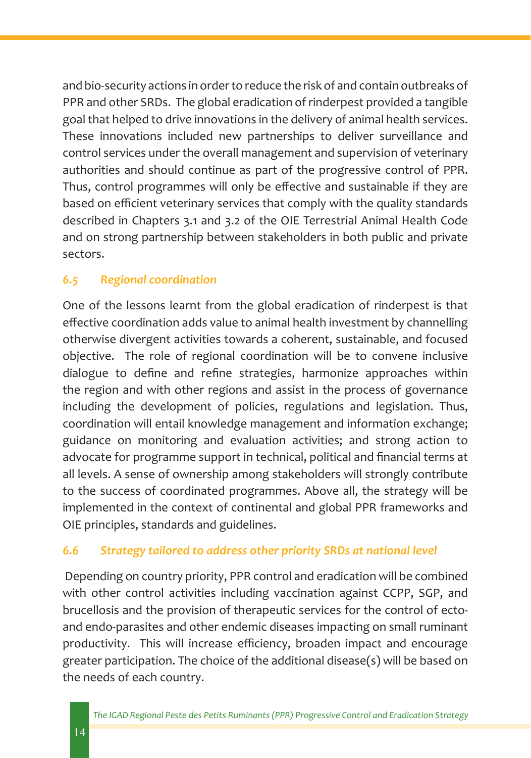and bio-security actions in order to reduce the risk of and contain outbreaks of PPR and other SRDs. The global eradication of rinderpest provided a tangible goal that helped to drive innovations in the delivery of animal health services. These innovations included new partnerships to deliver surveillance and control services under the overall management and supervision of veterinary authorities and should continue as part of the progressive control of PPR. Thus, control programmes will only be effective and sustainable if they are based on efficient veterinary services that comply with the quality standards described in Chapters 3.1 and 3.2 of the OIE Terrestrial Animal Health Code and on strong partnership between stakeholders in both public and private sectors.

### *6.5 Regional coordination*

One of the lessons learnt from the global eradication of rinderpest is that effective coordination adds value to animal health investment by channelling otherwise divergent activities towards a coherent, sustainable, and focused objective. The role of regional coordination will be to convene inclusive dialogue to define and refine strategies, harmonize approaches within the region and with other regions and assist in the process of governance including the development of policies, regulations and legislation. Thus, coordination will entail knowledge management and information exchange; guidance on monitoring and evaluation activities; and strong action to advocate for programme support in technical, political and financial terms at all levels. A sense of ownership among stakeholders will strongly contribute to the success of coordinated programmes. Above all, the strategy will be implemented in the context of continental and global PPR frameworks and OIE principles, standards and guidelines.

### *6.6 Strategy tailored to address other priority SRDs at national level*

Depending on country priority, PPR control and eradication will be combined with other control activities including vaccination against CCPP, SGP, and brucellosis and the provision of therapeutic services for the control of ecto- and endo-parasites and other endemic diseases impacting on small ruminant productivity. This will increase efficiency, broaden impact and encourage greater participation. The choice of the additional disease(s) will be based on the needs of each country.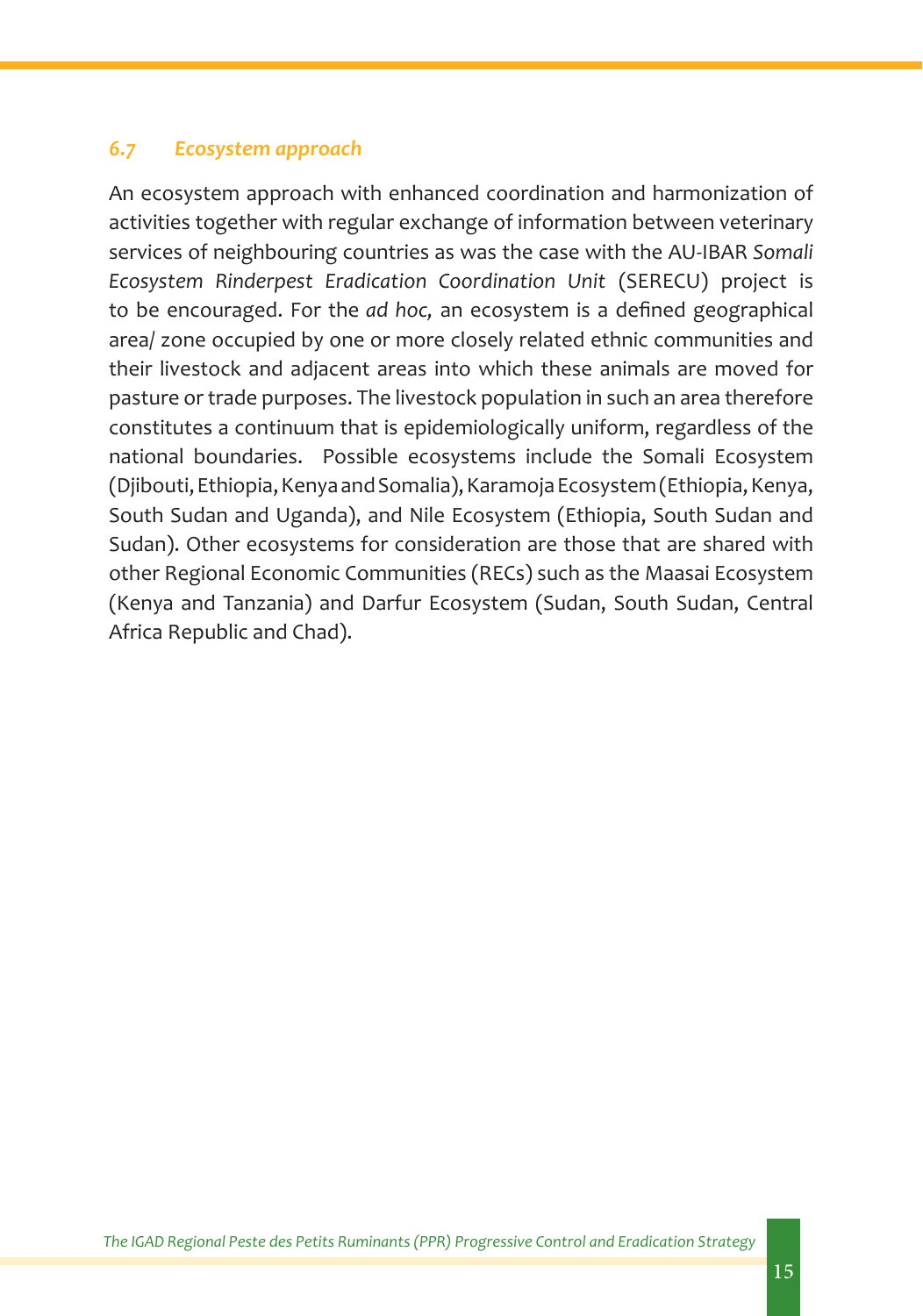### *6.7 Ecosystem approach*

An ecosystem approach with enhanced coordination and harmonization of activities together with regular exchange of information between veterinary services of neighbouring countries as was the case with the AU-IBAR *Somali Ecosystem Rinderpest Eradication Coordination Unit* (SERECU) project is to be encouraged. For the *ad hoc,* an ecosystem is a defined geographical area/ zone occupied by one or more closely related ethnic communities and their livestock and adjacent areas into which these animals are moved for pasture or trade purposes. The livestock population in such an area therefore constitutes a continuum that is epidemiologically uniform, regardless of the national boundaries. Possible ecosystems include the Somali Ecosystem (Djibouti, Ethiopia, Kenya and Somalia), Karamoja Ecosystem (Ethiopia, Kenya, South Sudan and Uganda), and Nile Ecosystem (Ethiopia, South Sudan and Sudan). Other ecosystems for consideration are those that are shared with other Regional Economic Communities (RECs) such as the Maasai Ecosystem (Kenya and Tanzania) and Darfur Ecosystem (Sudan, South Sudan, Central Africa Republic and Chad).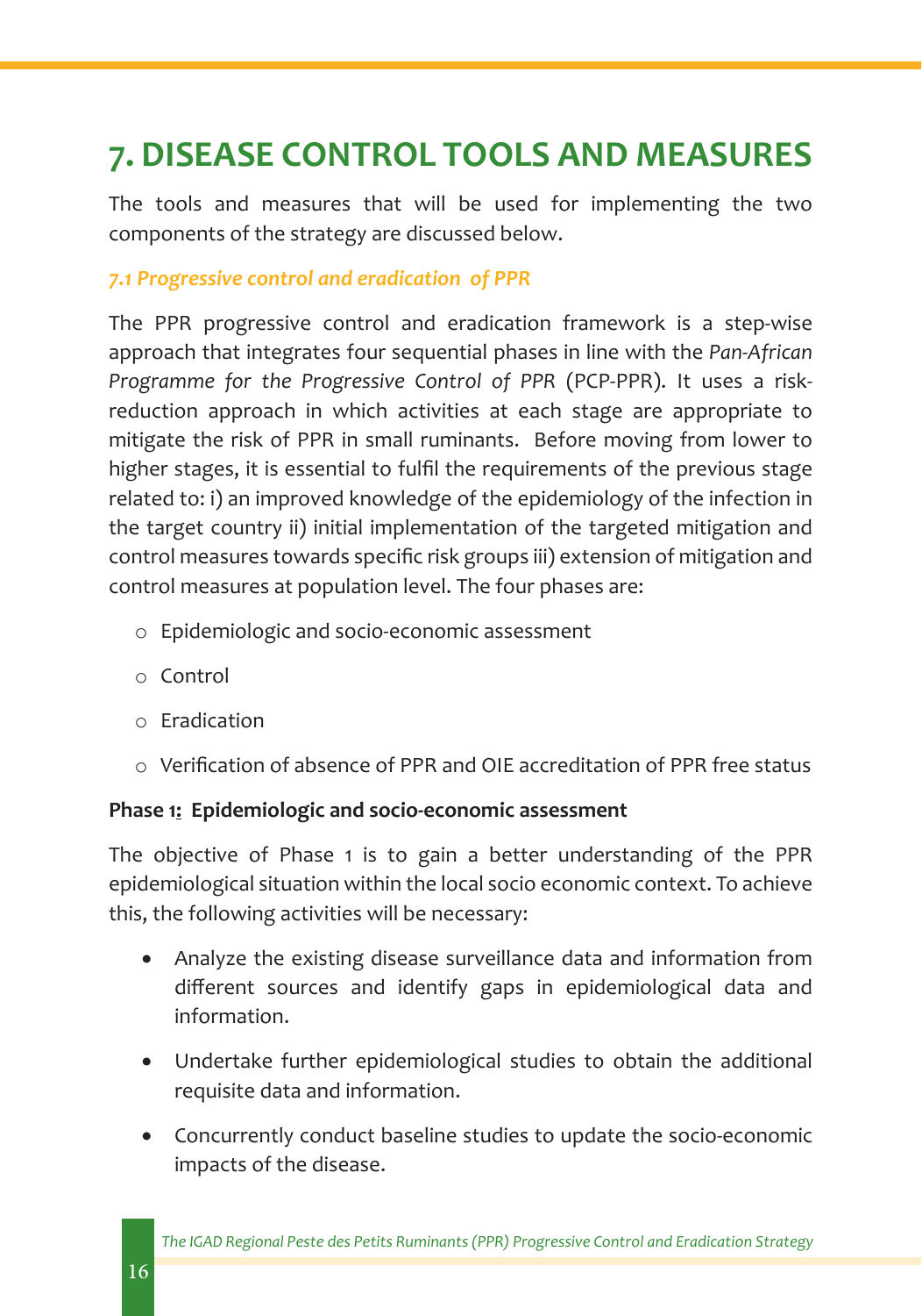# 7. DISEASE CONTROL TOOLS AND MEASURES

The tools and measures that will be used for implementing the two components of the strategy are discussed below.

## *7.1 Progressive control and eradication of PPR*

The PPR progressive control and eradication framework is a step-wise approach that integrates four sequential phases in line with the *Pan-African Programme for the Progressive Control of PPR* (PCP-PPR). It uses a risk-reduction approach in which activities at each stage are appropriate to mitigate the risk of PPR in small ruminants. Before moving from lower to higher stages, it is essential to fulfil the requirements of the previous stage related to: i) an improved knowledge of the epidemiology of the infection in the target country ii) initial implementation of the targeted mitigation and control measures towards specific risk groups iii) extension of mitigation and control measures at population level. The four phases are:

- Epidemiologic and socio-economic assessment
- Control
- Eradication
- Verification of absence of PPR and OIE accreditation of PPR free status

**Phase 1: Epidemiologic and socio-economic assessment**

The objective of Phase 1 is to gain a better understanding of the PPR epidemiological situation within the local socio economic context. To achieve this, the following activities will be necessary:

- Analyze the existing disease surveillance data and information from different sources and identify gaps in epidemiological data and information.
- Undertake further epidemiological studies to obtain the additional requisite data and information.
- Concurrently conduct baseline studies to update the socio-economic impacts of the disease.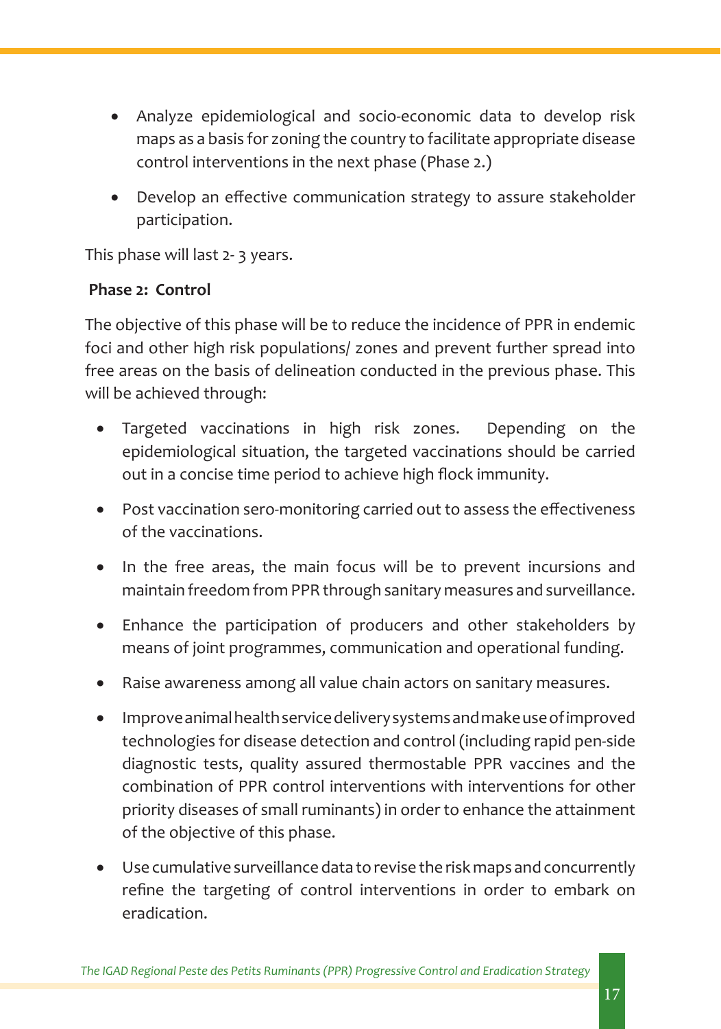- Analyze epidemiological and socio-economic data to develop risk maps as a basis for zoning the country to facilitate appropriate disease control interventions in the next phase (Phase 2.)
- Develop an effective communication strategy to assure stakeholder participation.

This phase will last 2- 3 years.

**Phase 2: Control**

The objective of this phase will be to reduce the incidence of PPR in endemic foci and other high risk populations/ zones and prevent further spread into free areas on the basis of delineation conducted in the previous phase. This will be achieved through:

- Targeted vaccinations in high risk zones. Depending on the epidemiological situation, the targeted vaccinations should be carried out in a concise time period to achieve high flock immunity.
- Post vaccination sero-monitoring carried out to assess the effectiveness of the vaccinations.
- In the free areas, the main focus will be to prevent incursions and maintain freedom from PPR through sanitary measures and surveillance.
- Enhance the participation of producers and other stakeholders by means of joint programmes, communication and operational funding.
- Raise awareness among all value chain actors on sanitary measures.
- Improve animal health service delivery systems and make use of improved technologies for disease detection and control (including rapid pen-side diagnostic tests, quality assured thermostable PPR vaccines and the combination of PPR control interventions with interventions for other priority diseases of small ruminants) in order to enhance the attainment of the objective of this phase.
- Use cumulative surveillance data to revise the risk maps and concurrently refine the targeting of control interventions in order to embark on eradication.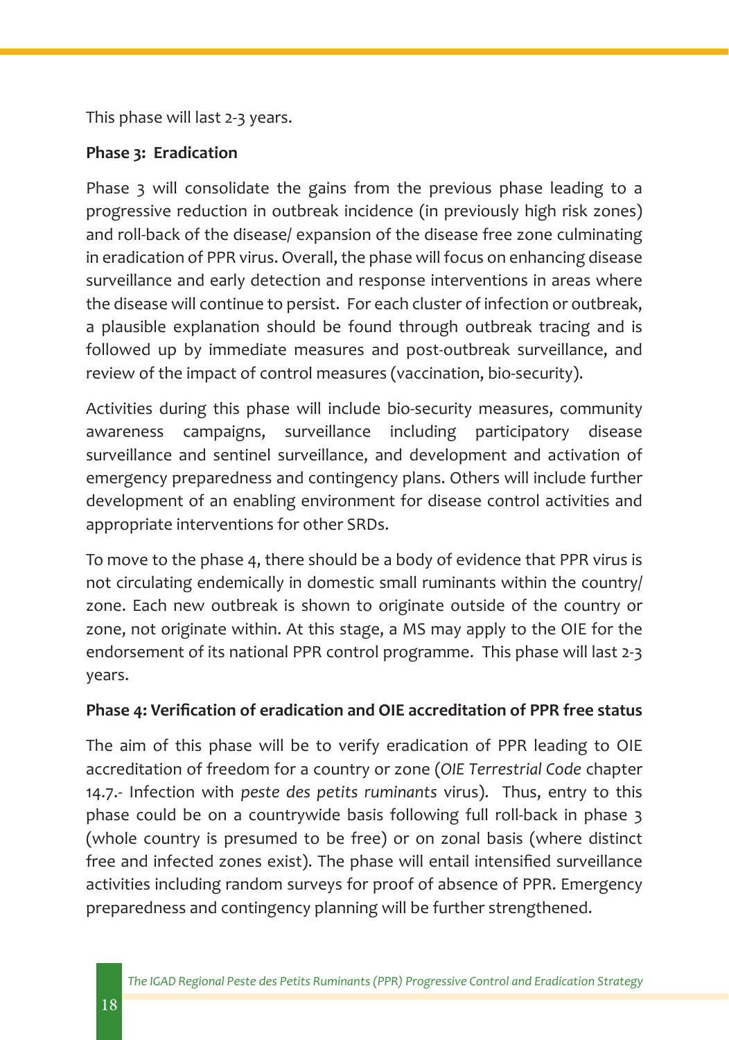This phase will last 2-3 years.

**Phase 3: Eradication**

Phase 3 will consolidate the gains from the previous phase leading to a progressive reduction in outbreak incidence (in previously high risk zones) and roll-back of the disease/ expansion of the disease free zone culminating in eradication of PPR virus. Overall, the phase will focus on enhancing disease surveillance and early detection and response interventions in areas where the disease will continue to persist. For each cluster of infection or outbreak, a plausible explanation should be found through outbreak tracing and is followed up by immediate measures and post-outbreak surveillance, and review of the impact of control measures (vaccination, bio-security).

Activities during this phase will include bio-security measures, community awareness campaigns, surveillance including participatory disease surveillance and sentinel surveillance, and development and activation of emergency preparedness and contingency plans. Others will include further development of an enabling environment for disease control activities and appropriate interventions for other SRDs.

To move to the phase 4, there should be a body of evidence that PPR virus is not circulating endemically in domestic small ruminants within the country/ zone. Each new outbreak is shown to originate outside of the country or zone, not originate within. At this stage, a MS may apply to the OIE for the endorsement of its national PPR control programme. This phase will last 2-3 years.

**Phase 4: Verification of eradication and OIE accreditation of PPR free status**

The aim of this phase will be to verify eradication of PPR leading to OIE accreditation of freedom for a country or zone (*OIE Terrestrial Code* chapter 14.7.- Infection with *peste des petits ruminants* virus). Thus, entry to this phase could be on a countrywide basis following full roll-back in phase 3 (whole country is presumed to be free) or on zonal basis (where distinct free and infected zones exist). The phase will entail intensified surveillance activities including random surveys for proof of absence of PPR. Emergency preparedness and contingency planning will be further strengthened.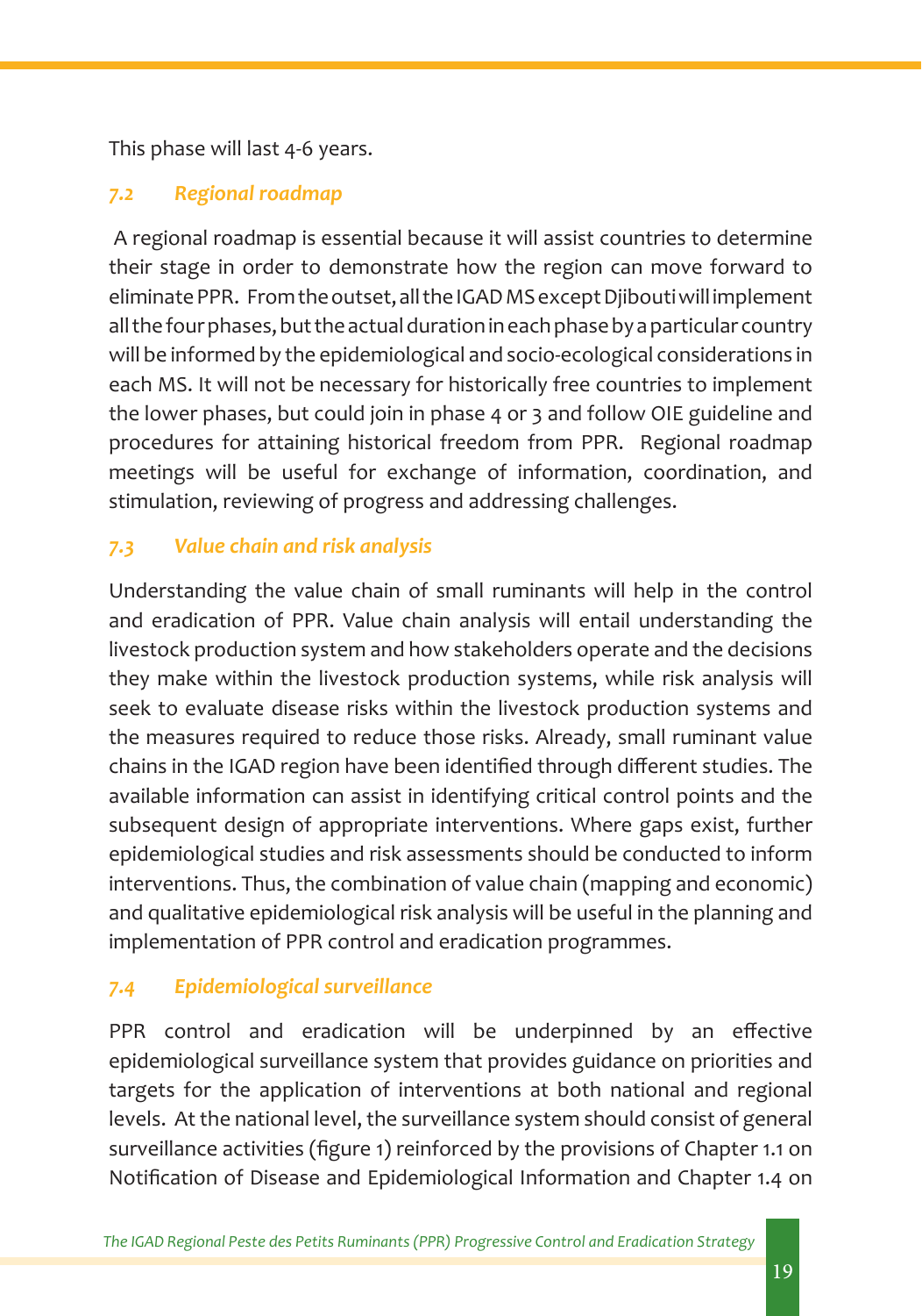This phase will last 4-6 years.

### *7.2 Regional roadmap*

A regional roadmap is essential because it will assist countries to determine their stage in order to demonstrate how the region can move forward to eliminate PPR. From the outset, all the IGAD MS except Djibouti will implement all the four phases, but the actual duration in each phase by a particular country will be informed by the epidemiological and socio-ecological considerations in each MS. It will not be necessary for historically free countries to implement the lower phases, but could join in phase 4 or 3 and follow OIE guideline and procedures for attaining historical freedom from PPR. Regional roadmap meetings will be useful for exchange of information, coordination, and stimulation, reviewing of progress and addressing challenges.

### *7.3 Value chain and risk analysis*

Understanding the value chain of small ruminants will help in the control and eradication of PPR. Value chain analysis will entail understanding the livestock production system and how stakeholders operate and the decisions they make within the livestock production systems, while risk analysis will seek to evaluate disease risks within the livestock production systems and the measures required to reduce those risks. Already, small ruminant value chains in the IGAD region have been identified through different studies. The available information can assist in identifying critical control points and the subsequent design of appropriate interventions. Where gaps exist, further epidemiological studies and risk assessments should be conducted to inform interventions. Thus, the combination of value chain (mapping and economic) and qualitative epidemiological risk analysis will be useful in the planning and implementation of PPR control and eradication programmes.

### *7.4 Epidemiological surveillance*

PPR control and eradication will be underpinned by an effective epidemiological surveillance system that provides guidance on priorities and targets for the application of interventions at both national and regional levels. At the national level, the surveillance system should consist of general surveillance activities (figure 1) reinforced by the provisions of Chapter 1.1 on Notification of Disease and Epidemiological Information and Chapter 1.4 on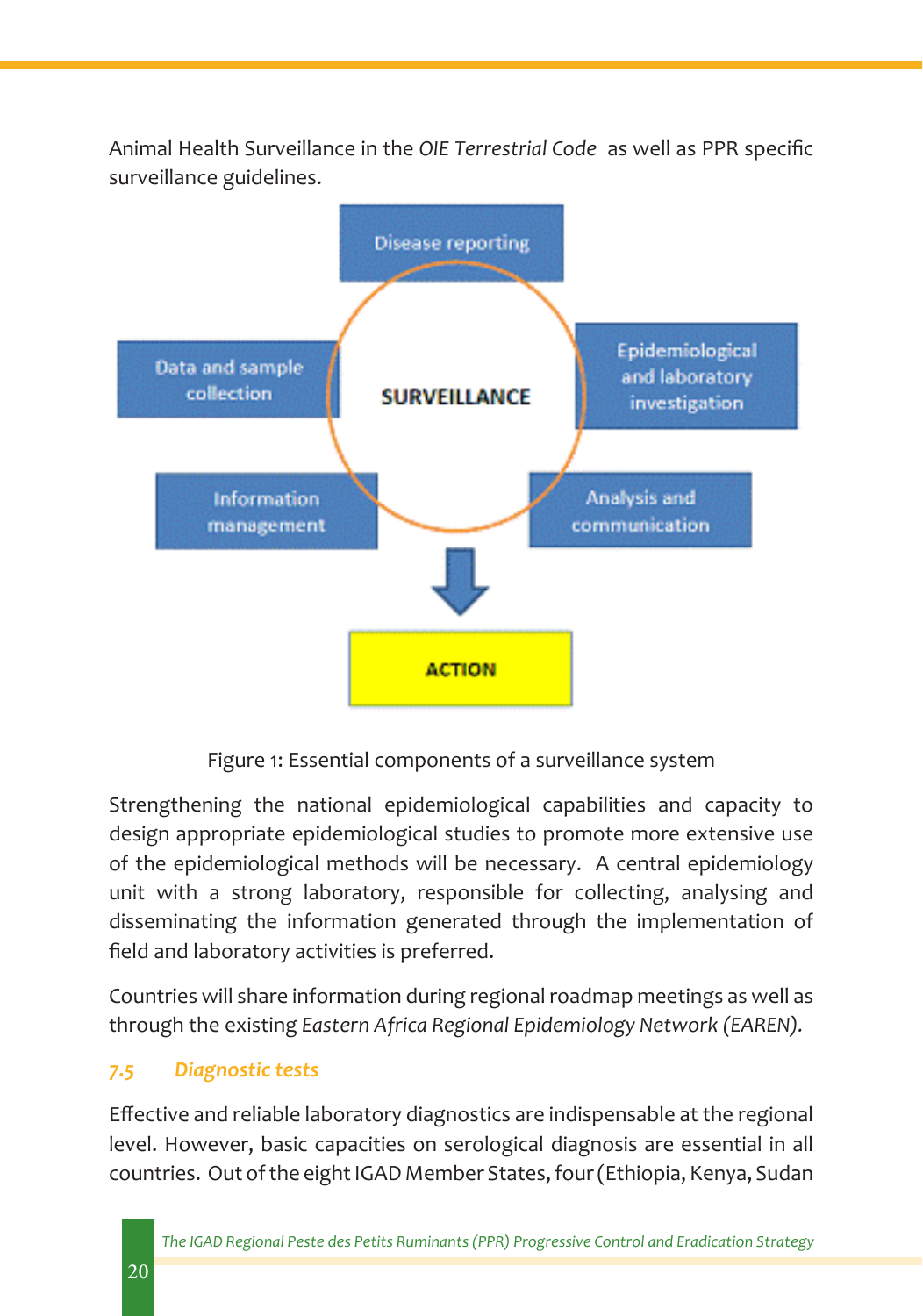Animal Health Surveillance in the *OIE Terrestrial Code* as well as PPR specific surveillance guidelines.

Disease reporting

Data and sample collection

SURVEILLANCE

Epidemiological and laboratory investigation

Information management

Analysis and communication

ACTION

Figure 1: Essential components of a surveillance system

Strengthening the national epidemiological capabilities and capacity to design appropriate epidemiological studies to promote more extensive use of the epidemiological methods will be necessary. A central epidemiology unit with a strong laboratory, responsible for collecting, analysing and disseminating the information generated through the implementation of field and laboratory activities is preferred.

Countries will share information during regional roadmap meetings as well as through the existing *Eastern Africa Regional Epidemiology Network (EAREN).*

### *7.5 Diagnostic tests*

Effective and reliable laboratory diagnostics are indispensable at the regional level. However, basic capacities on serological diagnosis are essential in all countries. Out of the eight IGAD Member States, four (Ethiopia, Kenya, Sudan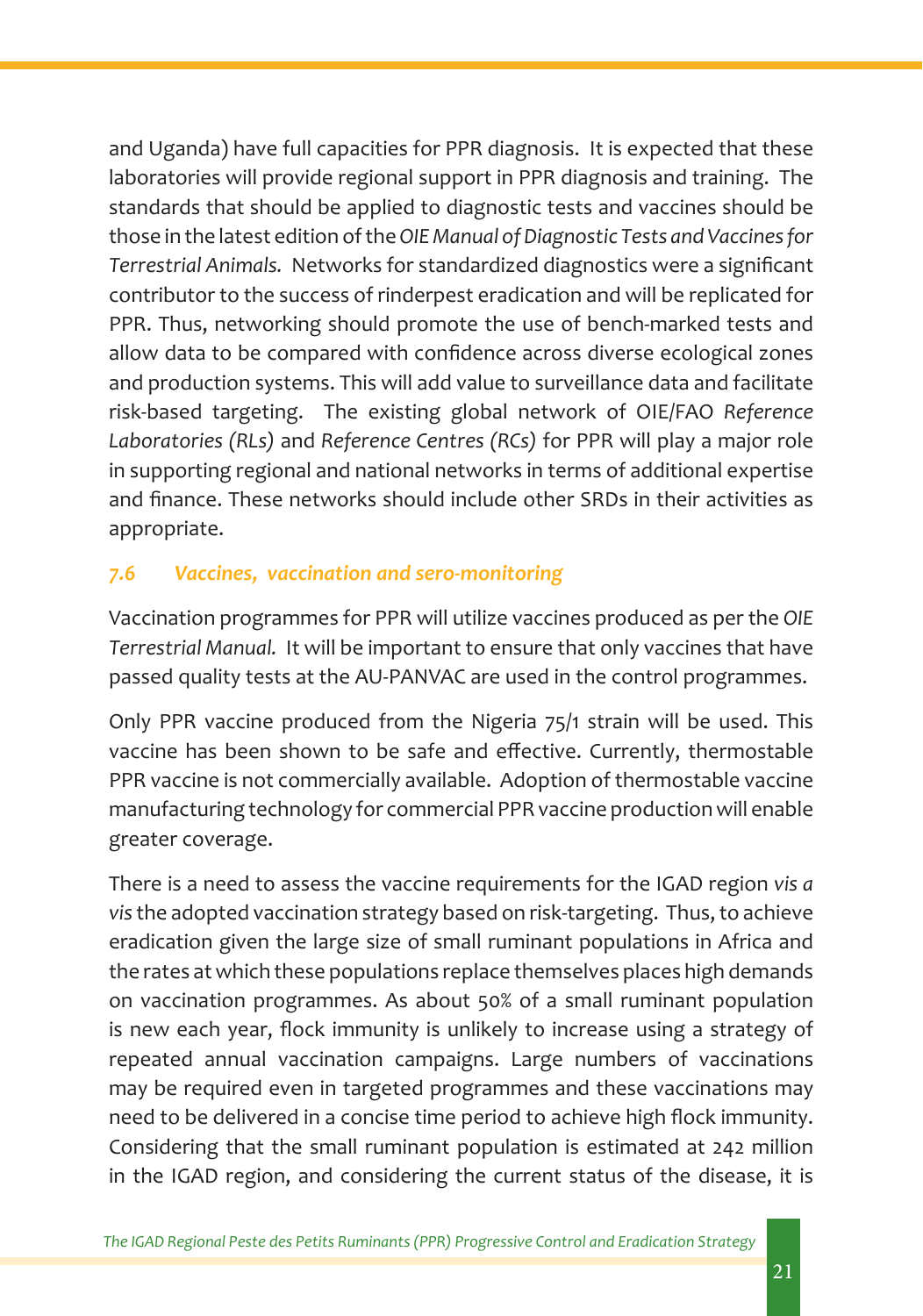and Uganda) have full capacities for PPR diagnosis. It is expected that these laboratories will provide regional support in PPR diagnosis and training. The standards that should be applied to diagnostic tests and vaccines should be those in the latest edition of the *OIE Manual of Diagnostic Tests and Vaccines for Terrestrial Animals.* Networks for standardized diagnostics were a significant contributor to the success of rinderpest eradication and will be replicated for PPR. Thus, networking should promote the use of bench-marked tests and allow data to be compared with confidence across diverse ecological zones and production systems. This will add value to surveillance data and facilitate risk-based targeting. The existing global network of OIE/FAO *Reference Laboratories (RLs)* and *Reference Centres (RCs)* for PPR will play a major role in supporting regional and national networks in terms of additional expertise and finance. These networks should include other SRDs in their activities as appropriate.

### *7.6 Vaccines, vaccination and sero-monitoring*

Vaccination programmes for PPR will utilize vaccines produced as per the *OIE Terrestrial Manual.* It will be important to ensure that only vaccines that have passed quality tests at the AU-PANVAC are used in the control programmes.

Only PPR vaccine produced from the Nigeria 75/1 strain will be used. This vaccine has been shown to be safe and effective. Currently, thermostable PPR vaccine is not commercially available. Adoption of thermostable vaccine manufacturing technology for commercial PPR vaccine production will enable greater coverage.

There is a need to assess the vaccine requirements for the IGAD region *vis a vis* the adopted vaccination strategy based on risk-targeting. Thus, to achieve eradication given the large size of small ruminant populations in Africa and the rates at which these populations replace themselves places high demands on vaccination programmes. As about 50% of a small ruminant population is new each year, flock immunity is unlikely to increase using a strategy of repeated annual vaccination campaigns. Large numbers of vaccinations may be required even in targeted programmes and these vaccinations may need to be delivered in a concise time period to achieve high flock immunity. Considering that the small ruminant population is estimated at 242 million in the IGAD region, and considering the current status of the disease, it is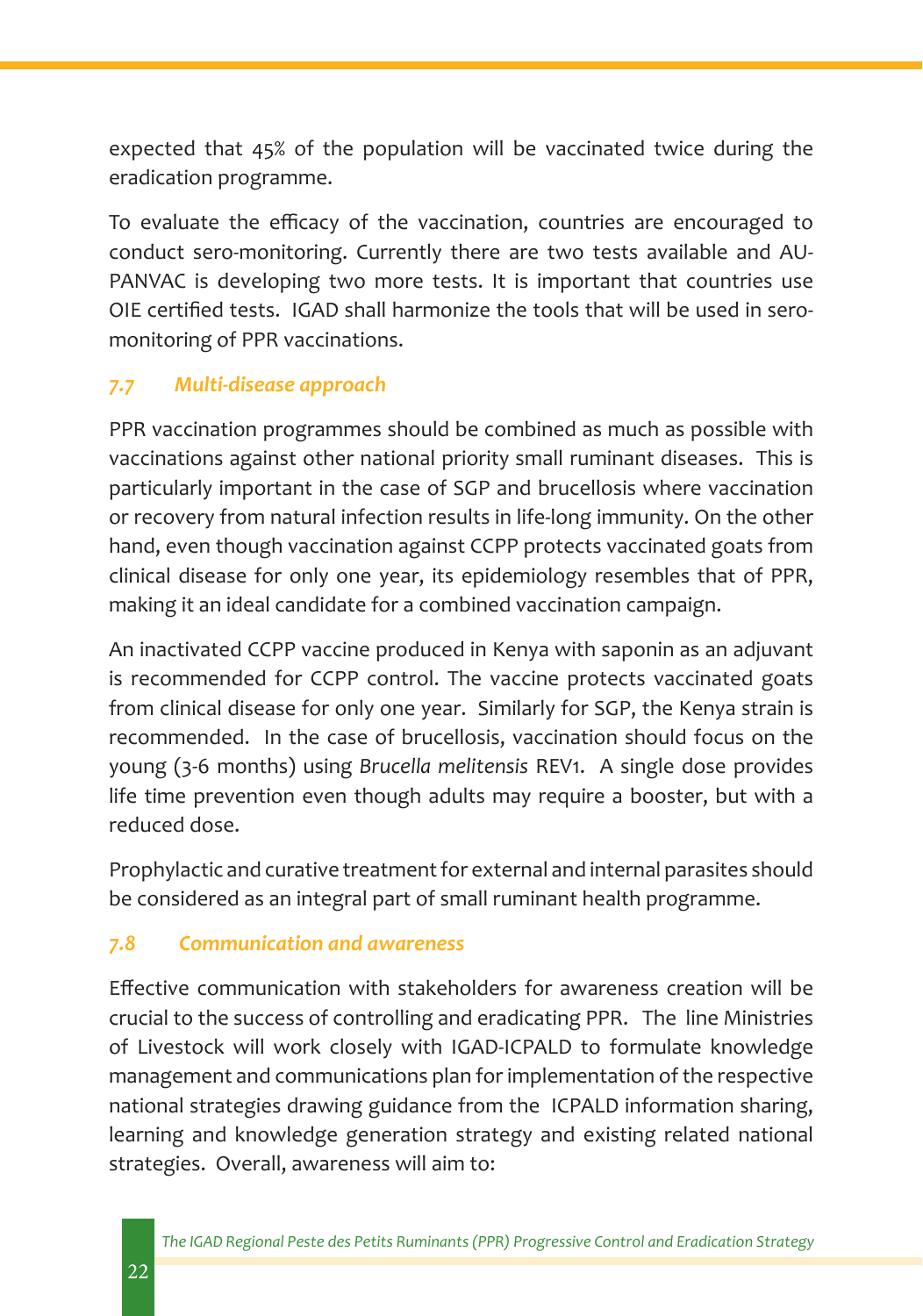expected that 45% of the population will be vaccinated twice during the eradication programme.

To evaluate the efficacy of the vaccination, countries are encouraged to conduct sero-monitoring. Currently there are two tests available and AU-PANVAC is developing two more tests. It is important that countries use OIE certified tests. IGAD shall harmonize the tools that will be used in sero-monitoring of PPR vaccinations.

### *7.7 Multi-disease approach*

PPR vaccination programmes should be combined as much as possible with vaccinations against other national priority small ruminant diseases. This is particularly important in the case of SGP and brucellosis where vaccination or recovery from natural infection results in life-long immunity. On the other hand, even though vaccination against CCPP protects vaccinated goats from clinical disease for only one year, its epidemiology resembles that of PPR, making it an ideal candidate for a combined vaccination campaign.

An inactivated CCPP vaccine produced in Kenya with saponin as an adjuvant is recommended for CCPP control. The vaccine protects vaccinated goats from clinical disease for only one year. Similarly for SGP, the Kenya strain is recommended. In the case of brucellosis, vaccination should focus on the young (3-6 months) using *Brucella melitensis* REV1. A single dose provides life time prevention even though adults may require a booster, but with a reduced dose.

Prophylactic and curative treatment for external and internal parasites should be considered as an integral part of small ruminant health programme.

### *7.8 Communication and awareness*

Effective communication with stakeholders for awareness creation will be crucial to the success of controlling and eradicating PPR. The line Ministries of Livestock will work closely with IGAD-ICPALD to formulate knowledge management and communications plan for implementation of the respective national strategies drawing guidance from the ICPALD information sharing, learning and knowledge generation strategy and existing related national strategies. Overall, awareness will aim to: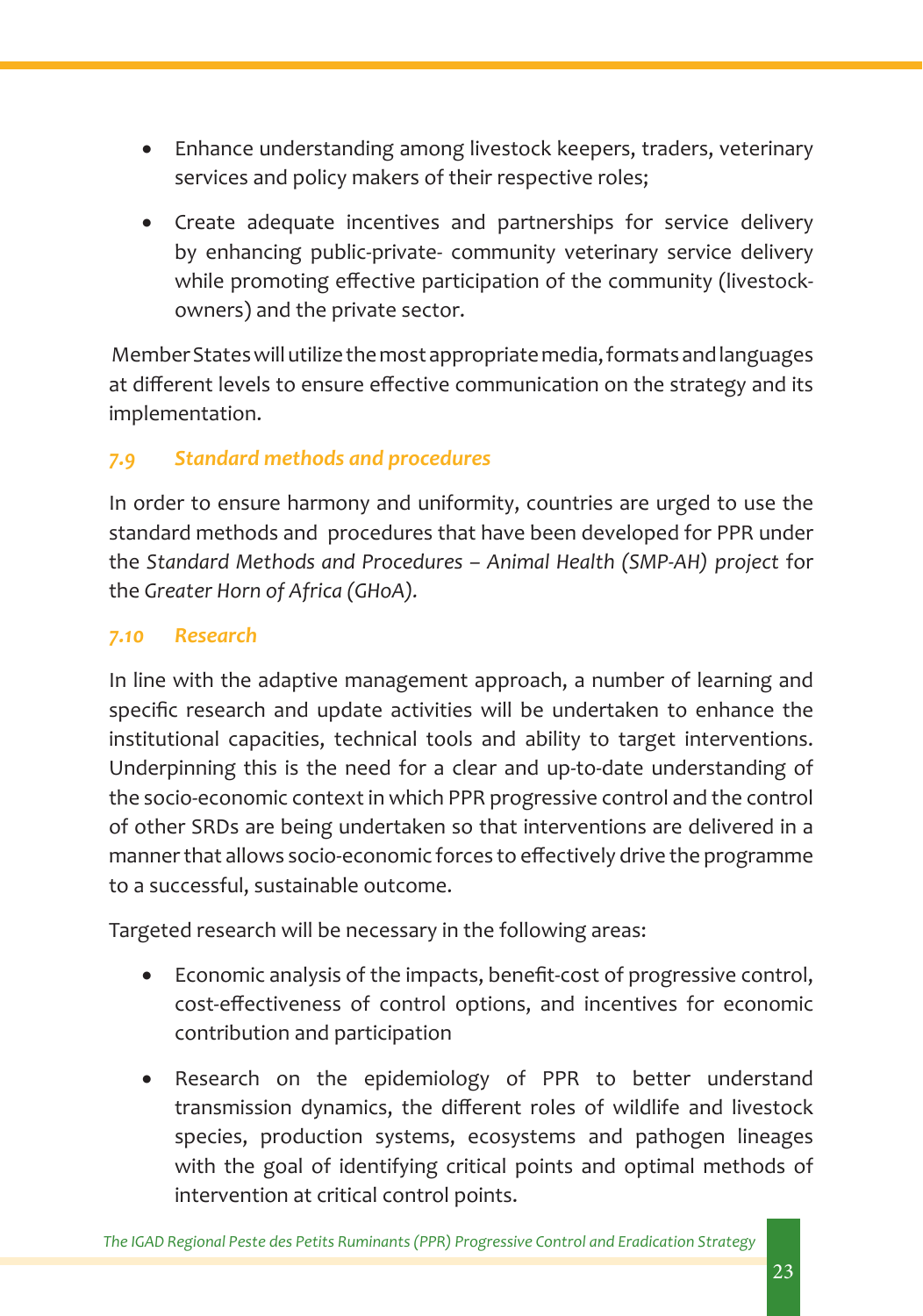- Enhance understanding among livestock keepers, traders, veterinary services and policy makers of their respective roles;
- Create adequate incentives and partnerships for service delivery by enhancing public-private- community veterinary service delivery while promoting effective participation of the community (livestock-owners) and the private sector.

Member States will utilize the most appropriate media, formats and languages at different levels to ensure effective communication on the strategy and its implementation.

### *7.9 Standard methods and procedures*

In order to ensure harmony and uniformity, countries are urged to use the standard methods and procedures that have been developed for PPR under the *Standard Methods and Procedures – Animal Health (SMP-AH) project* for the *Greater Horn of Africa (GHoA).*

### *7.10 Research*

In line with the adaptive management approach, a number of learning and specific research and update activities will be undertaken to enhance the institutional capacities, technical tools and ability to target interventions. Underpinning this is the need for a clear and up-to-date understanding of the socio-economic context in which PPR progressive control and the control of other SRDs are being undertaken so that interventions are delivered in a manner that allows socio-economic forces to effectively drive the programme to a successful, sustainable outcome.

Targeted research will be necessary in the following areas:

- Economic analysis of the impacts, benefit-cost of progressive control, cost-effectiveness of control options, and incentives for economic contribution and participation
- Research on the epidemiology of PPR to better understand transmission dynamics, the different roles of wildlife and livestock species, production systems, ecosystems and pathogen lineages with the goal of identifying critical points and optimal methods of intervention at critical control points.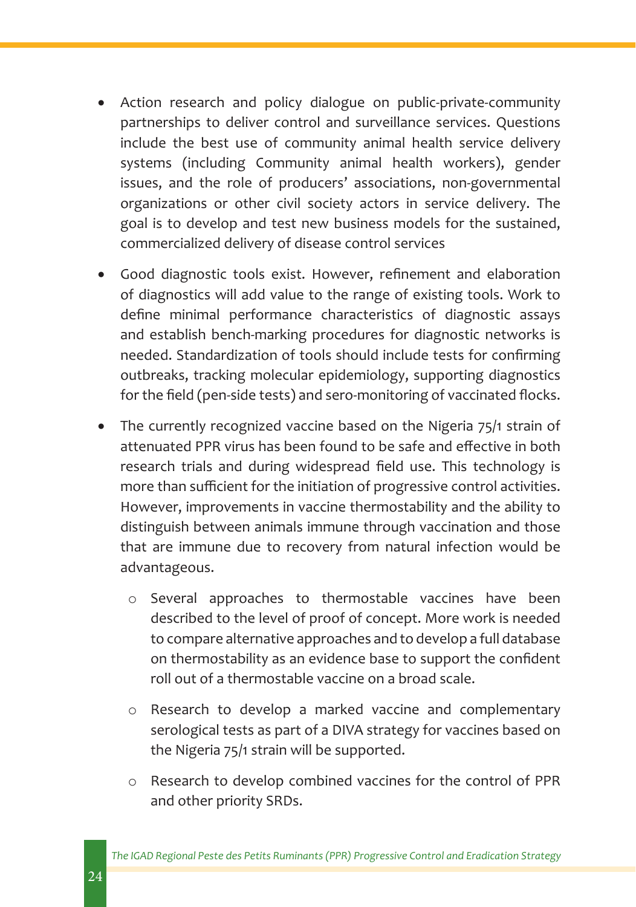- Action research and policy dialogue on public-private-community partnerships to deliver control and surveillance services. Questions include the best use of community animal health service delivery systems (including Community animal health workers), gender issues, and the role of producers' associations, non-governmental organizations or other civil society actors in service delivery. The goal is to develop and test new business models for the sustained, commercialized delivery of disease control services

- Good diagnostic tools exist. However, refinement and elaboration of diagnostics will add value to the range of existing tools. Work to define minimal performance characteristics of diagnostic assays and establish bench-marking procedures for diagnostic networks is needed. Standardization of tools should include tests for confirming outbreaks, tracking molecular epidemiology, supporting diagnostics for the field (pen-side tests) and sero-monitoring of vaccinated flocks.

- The currently recognized vaccine based on the Nigeria 75/1 strain of attenuated PPR virus has been found to be safe and effective in both research trials and during widespread field use. This technology is more than sufficient for the initiation of progressive control activities. However, improvements in vaccine thermostability and the ability to distinguish between animals immune through vaccination and those that are immune due to recovery from natural infection would be advantageous.

  - Several approaches to thermostable vaccines have been described to the level of proof of concept. More work is needed to compare alternative approaches and to develop a full database on thermostability as an evidence base to support the confident roll out of a thermostable vaccine on a broad scale.

  - Research to develop a marked vaccine and complementary serological tests as part of a DIVA strategy for vaccines based on the Nigeria 75/1 strain will be supported.

  - Research to develop combined vaccines for the control of PPR and other priority SRDs.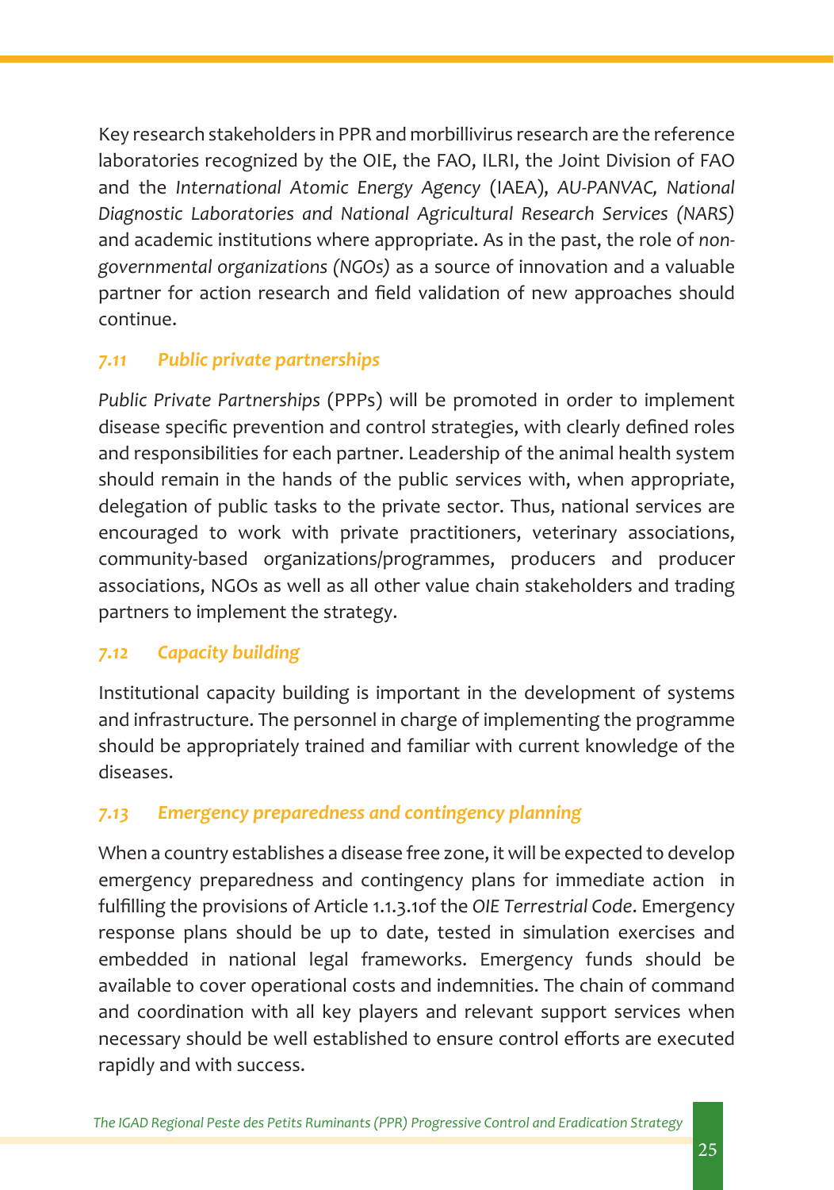Key research stakeholders in PPR and morbillivirus research are the reference laboratories recognized by the OIE, the FAO, ILRI, the Joint Division of FAO and the *International Atomic Energy Agency* (IAEA), *AU-PANVAC, National Diagnostic Laboratories and National Agricultural Research Services (NARS)* and academic institutions where appropriate. As in the past, the role of *non-governmental organizations (NGOs)* as a source of innovation and a valuable partner for action research and field validation of new approaches should continue.

### *7.11 Public private partnerships*

*Public Private Partnerships* (PPPs) will be promoted in order to implement disease specific prevention and control strategies, with clearly defined roles and responsibilities for each partner. Leadership of the animal health system should remain in the hands of the public services with, when appropriate, delegation of public tasks to the private sector. Thus, national services are encouraged to work with private practitioners, veterinary associations, community-based organizations/programmes, producers and producer associations, NGOs as well as all other value chain stakeholders and trading partners to implement the strategy.

### *7.12 Capacity building*

Institutional capacity building is important in the development of systems and infrastructure. The personnel in charge of implementing the programme should be appropriately trained and familiar with current knowledge of the diseases.

### *7.13 Emergency preparedness and contingency planning*

When a country establishes a disease free zone, it will be expected to develop emergency preparedness and contingency plans for immediate action in fulfilling the provisions of Article 1.1.3.1of the *OIE Terrestrial Code*. Emergency response plans should be up to date, tested in simulation exercises and embedded in national legal frameworks. Emergency funds should be available to cover operational costs and indemnities. The chain of command and coordination with all key players and relevant support services when necessary should be well established to ensure control efforts are executed rapidly and with success.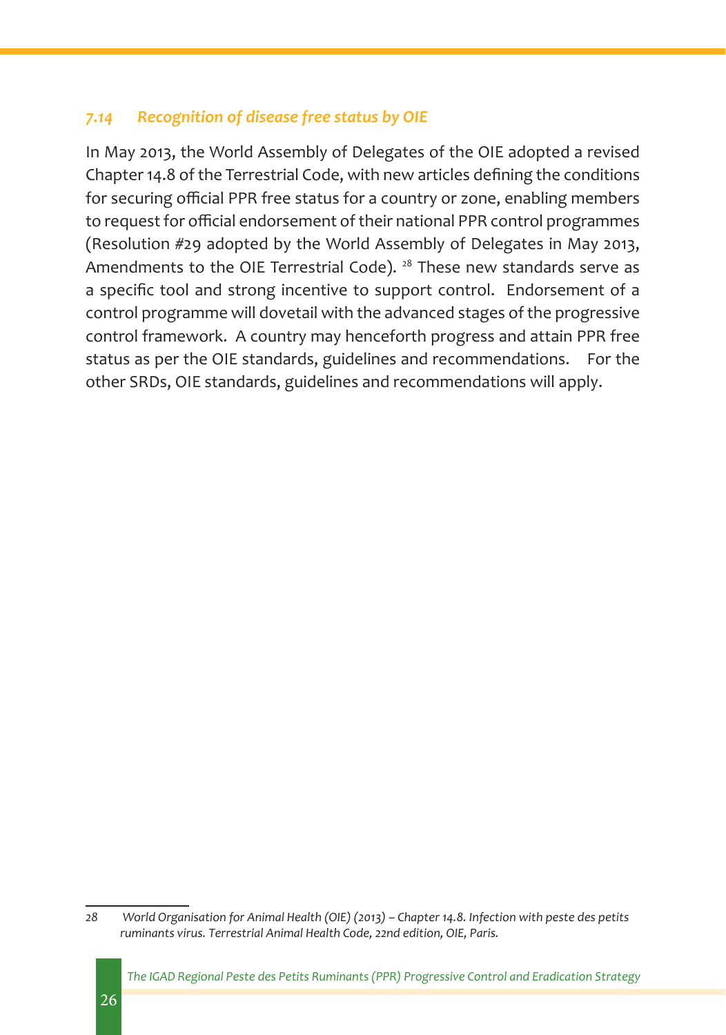### *7.14 Recognition of disease free status by OIE*

In May 2013, the World Assembly of Delegates of the OIE adopted a revised Chapter 14.8 of the Terrestrial Code, with new articles defining the conditions for securing official PPR free status for a country or zone, enabling members to request for official endorsement of their national PPR control programmes (Resolution #29 adopted by the World Assembly of Delegates in May 2013, Amendments to the OIE Terrestrial Code). [28] These new standards serve as a specific tool and strong incentive to support control. Endorsement of a control programme will dovetail with the advanced stages of the progressive control framework. A country may henceforth progress and attain PPR free status as per the OIE standards, guidelines and recommendations. For the other SRDs, OIE standards, guidelines and recommendations will apply.

---

28 *World Organisation for Animal Health (OIE) (2013) – Chapter 14.8. Infection with peste des petits ruminants virus. Terrestrial Animal Health Code, 22nd edition, OIE, Paris.*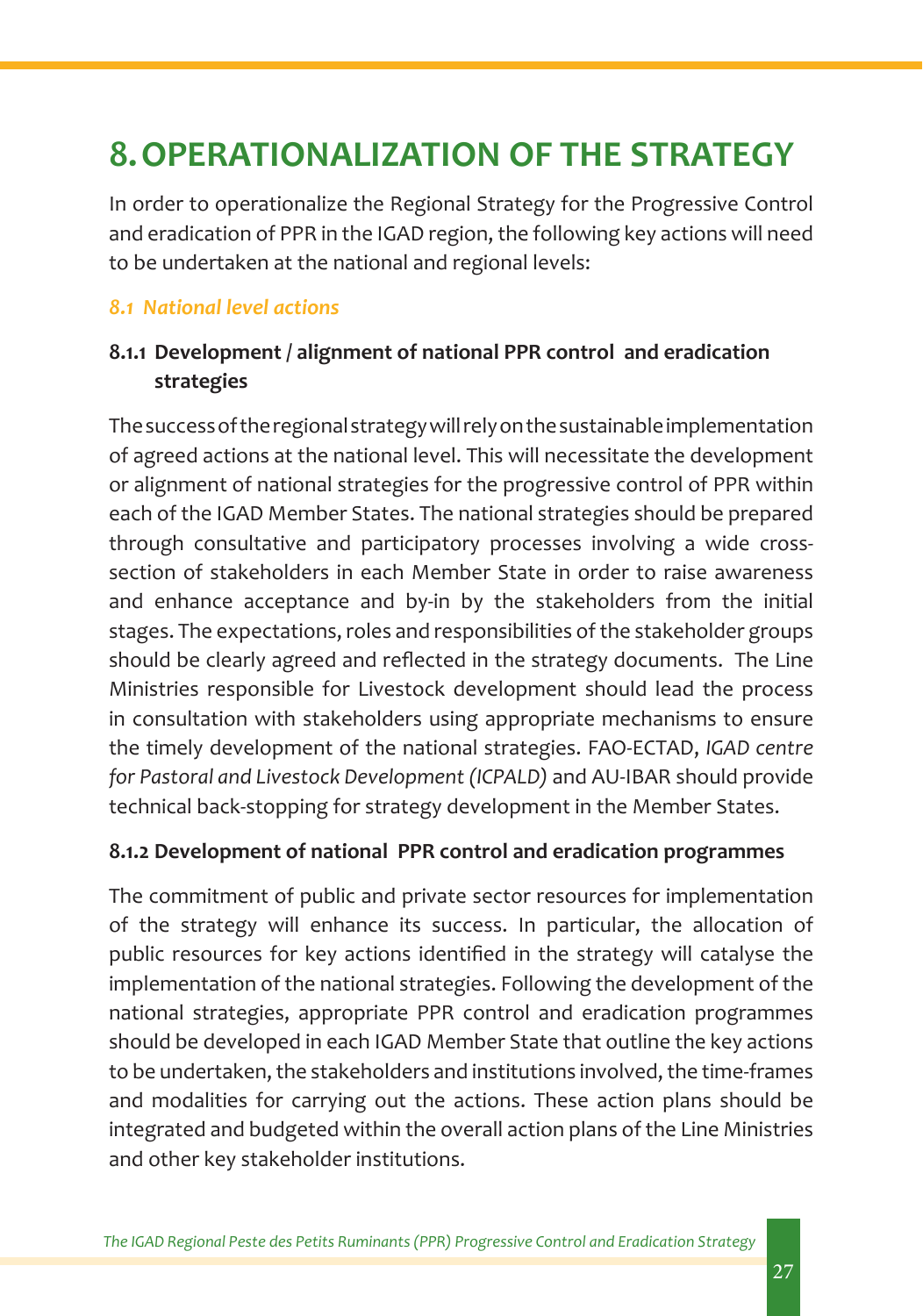# 8. OPERATIONALIZATION OF THE STRATEGY

In order to operationalize the Regional Strategy for the Progressive Control and eradication of PPR in the IGAD region, the following key actions will need to be undertaken at the national and regional levels:

## *8.1 National level actions*

### 8.1.1 Development / alignment of national PPR control and eradication strategies

The success of the regional strategy will rely on the sustainable implementation of agreed actions at the national level. This will necessitate the development or alignment of national strategies for the progressive control of PPR within each of the IGAD Member States. The national strategies should be prepared through consultative and participatory processes involving a wide cross-section of stakeholders in each Member State in order to raise awareness and enhance acceptance and by-in by the stakeholders from the initial stages. The expectations, roles and responsibilities of the stakeholder groups should be clearly agreed and reflected in the strategy documents. The Line Ministries responsible for Livestock development should lead the process in consultation with stakeholders using appropriate mechanisms to ensure the timely development of the national strategies. FAO-ECTAD, *IGAD centre for Pastoral and Livestock Development (ICPALD)* and AU-IBAR should provide technical back-stopping for strategy development in the Member States.

### 8.1.2 Development of national PPR control and eradication programmes

The commitment of public and private sector resources for implementation of the strategy will enhance its success. In particular, the allocation of public resources for key actions identified in the strategy will catalyse the implementation of the national strategies. Following the development of the national strategies, appropriate PPR control and eradication programmes should be developed in each IGAD Member State that outline the key actions to be undertaken, the stakeholders and institutions involved, the time-frames and modalities for carrying out the actions. These action plans should be integrated and budgeted within the overall action plans of the Line Ministries and other key stakeholder institutions.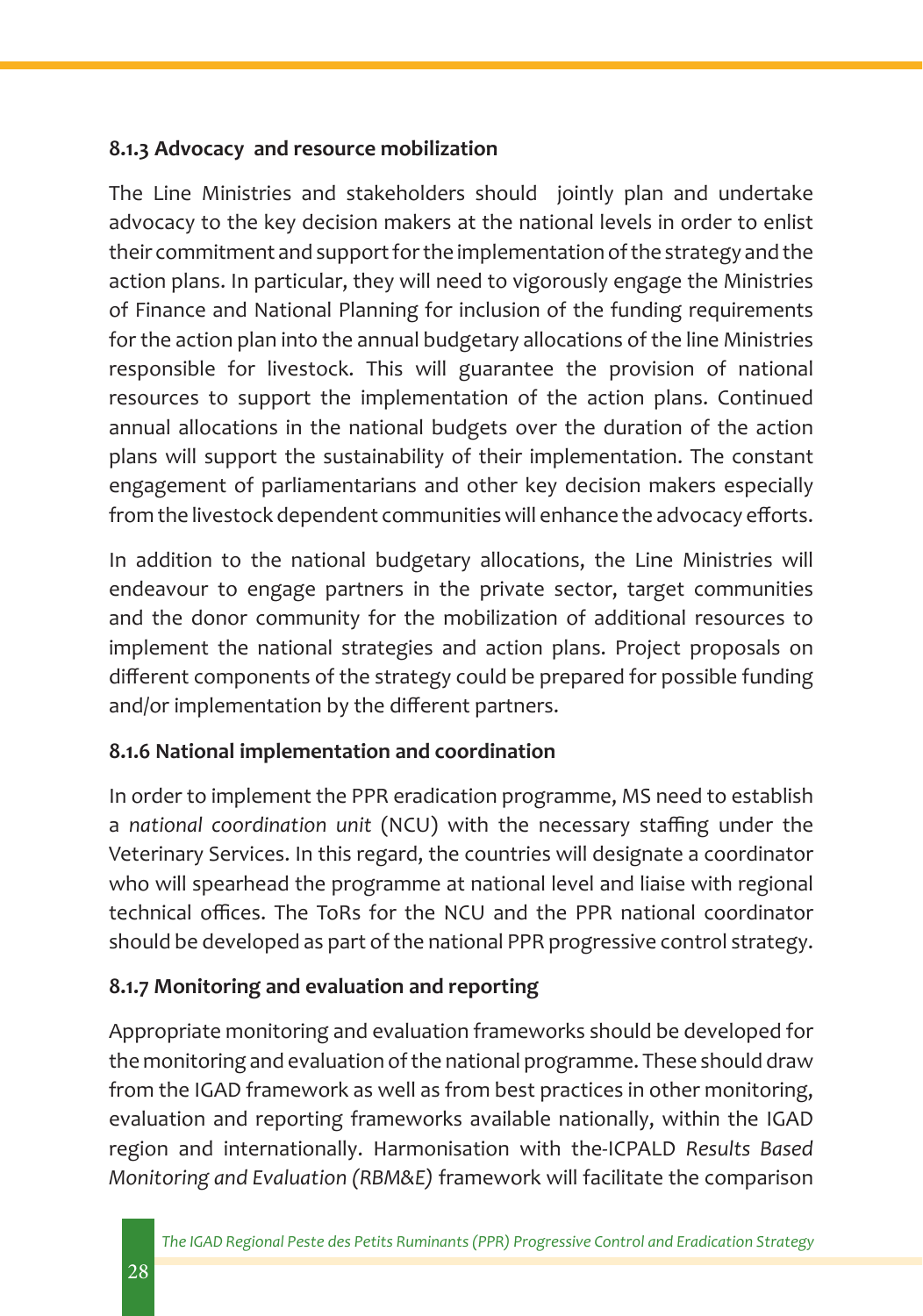#### 8.1.3 Advocacy and resource mobilization

The Line Ministries and stakeholders should jointly plan and undertake advocacy to the key decision makers at the national levels in order to enlist their commitment and support for the implementation of the strategy and the action plans. In particular, they will need to vigorously engage the Ministries of Finance and National Planning for inclusion of the funding requirements for the action plan into the annual budgetary allocations of the line Ministries responsible for livestock. This will guarantee the provision of national resources to support the implementation of the action plans. Continued annual allocations in the national budgets over the duration of the action plans will support the sustainability of their implementation. The constant engagement of parliamentarians and other key decision makers especially from the livestock dependent communities will enhance the advocacy efforts.

In addition to the national budgetary allocations, the Line Ministries will endeavour to engage partners in the private sector, target communities and the donor community for the mobilization of additional resources to implement the national strategies and action plans. Project proposals on different components of the strategy could be prepared for possible funding and/or implementation by the different partners.

#### 8.1.6 National implementation and coordination

In order to implement the PPR eradication programme, MS need to establish a *national coordination unit* (NCU) with the necessary staffing under the Veterinary Services. In this regard, the countries will designate a coordinator who will spearhead the programme at national level and liaise with regional technical offices. The ToRs for the NCU and the PPR national coordinator should be developed as part of the national PPR progressive control strategy.

#### 8.1.7 Monitoring and evaluation and reporting

Appropriate monitoring and evaluation frameworks should be developed for the monitoring and evaluation of the national programme. These should draw from the IGAD framework as well as from best practices in other monitoring, evaluation and reporting frameworks available nationally, within the IGAD region and internationally. Harmonisation with the-ICPALD *Results Based Monitoring and Evaluation (RBM&E)* framework will facilitate the comparison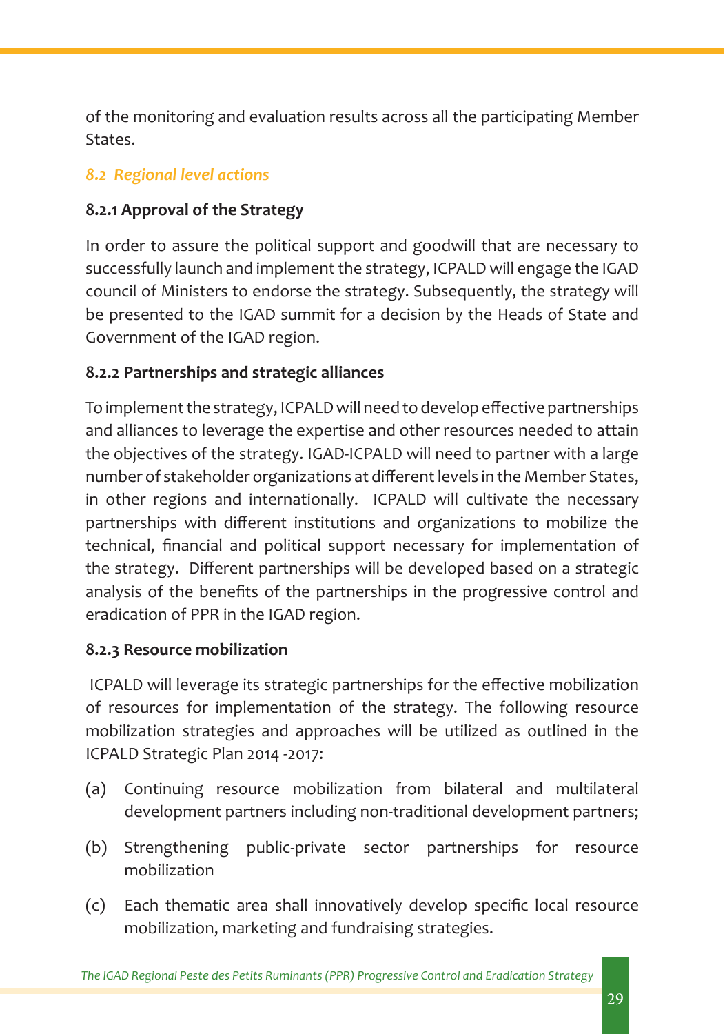of the monitoring and evaluation results across all the participating Member States.

### *8.2 Regional level actions*

#### 8.2.1 Approval of the Strategy

In order to assure the political support and goodwill that are necessary to successfully launch and implement the strategy, ICPALD will engage the IGAD council of Ministers to endorse the strategy. Subsequently, the strategy will be presented to the IGAD summit for a decision by the Heads of State and Government of the IGAD region.

#### 8.2.2 Partnerships and strategic alliances

To implement the strategy, ICPALD will need to develop effective partnerships and alliances to leverage the expertise and other resources needed to attain the objectives of the strategy. IGAD-ICPALD will need to partner with a large number of stakeholder organizations at different levels in the Member States, in other regions and internationally. ICPALD will cultivate the necessary partnerships with different institutions and organizations to mobilize the technical, financial and political support necessary for implementation of the strategy. Different partnerships will be developed based on a strategic analysis of the benefits of the partnerships in the progressive control and eradication of PPR in the IGAD region.

#### 8.2.3 Resource mobilization

ICPALD will leverage its strategic partnerships for the effective mobilization of resources for implementation of the strategy. The following resource mobilization strategies and approaches will be utilized as outlined in the ICPALD Strategic Plan 2014 -2017:

(a) Continuing resource mobilization from bilateral and multilateral development partners including non-traditional development partners;

(b) Strengthening public-private sector partnerships for resource mobilization

(c) Each thematic area shall innovatively develop specific local resource mobilization, marketing and fundraising strategies.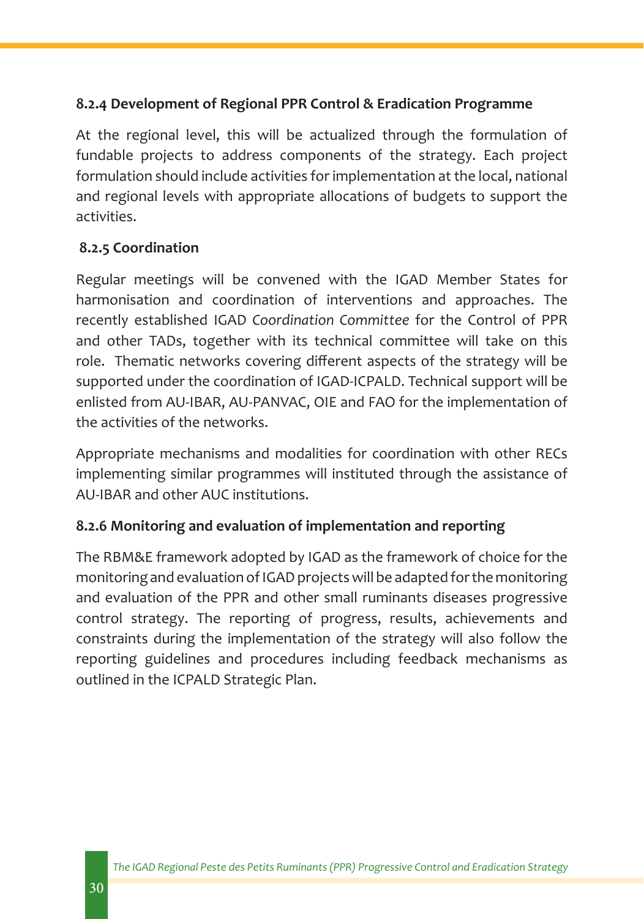#### 8.2.4 Development of Regional PPR Control & Eradication Programme

At the regional level, this will be actualized through the formulation of fundable projects to address components of the strategy. Each project formulation should include activities for implementation at the local, national and regional levels with appropriate allocations of budgets to support the activities.

#### 8.2.5 Coordination

Regular meetings will be convened with the IGAD Member States for harmonisation and coordination of interventions and approaches. The recently established IGAD *Coordination Committee* for the Control of PPR and other TADs, together with its technical committee will take on this role. Thematic networks covering different aspects of the strategy will be supported under the coordination of IGAD-ICPALD. Technical support will be enlisted from AU-IBAR, AU-PANVAC, OIE and FAO for the implementation of the activities of the networks.

Appropriate mechanisms and modalities for coordination with other RECs implementing similar programmes will instituted through the assistance of AU-IBAR and other AUC institutions.

#### 8.2.6 Monitoring and evaluation of implementation and reporting

The RBM&E framework adopted by IGAD as the framework of choice for the monitoring and evaluation of IGAD projects will be adapted for the monitoring and evaluation of the PPR and other small ruminants diseases progressive control strategy. The reporting of progress, results, achievements and constraints during the implementation of the strategy will also follow the reporting guidelines and procedures including feedback mechanisms as outlined in the ICPALD Strategic Plan.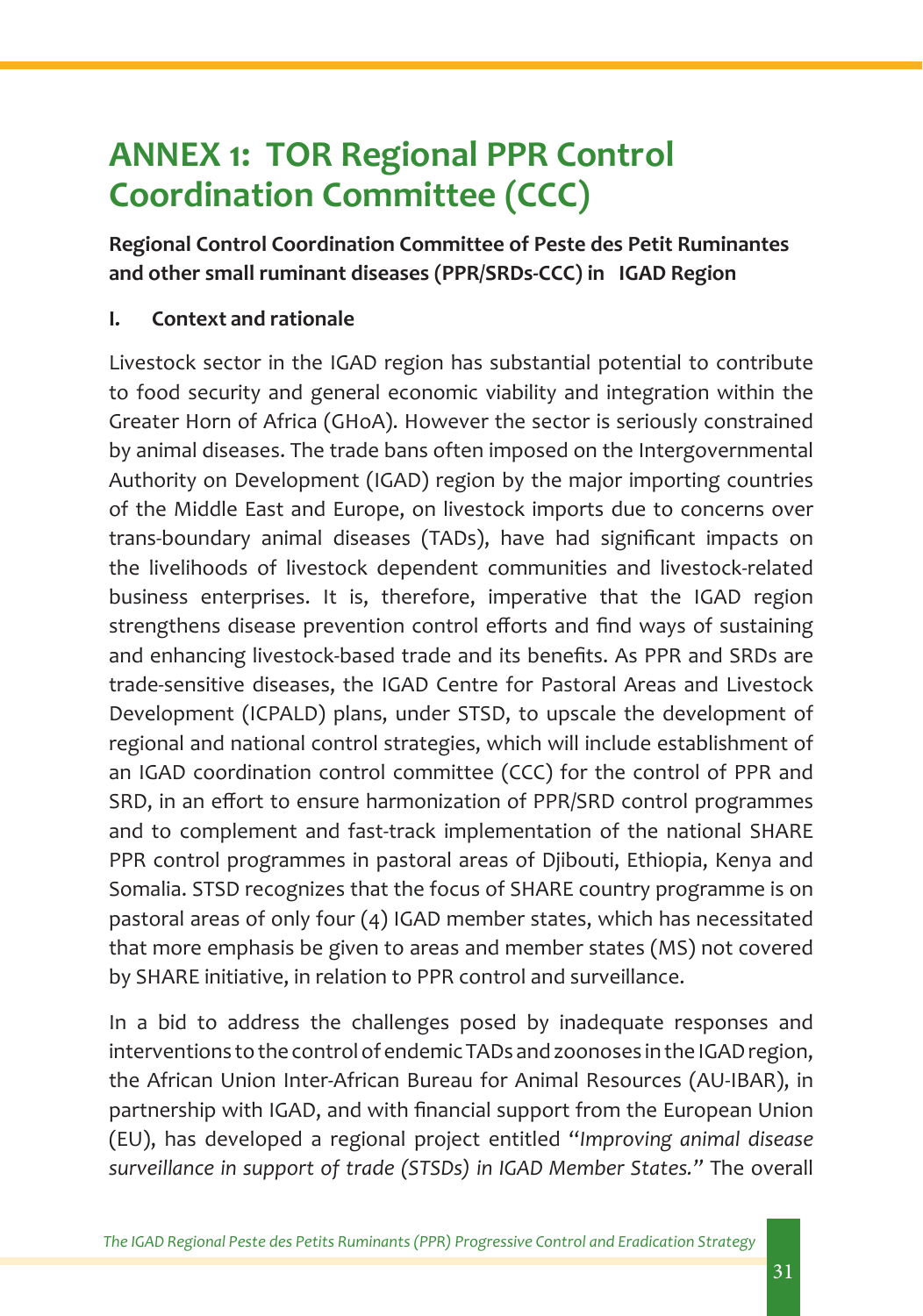# ANNEX 1: TOR Regional PPR Control Coordination Committee (CCC)

**Regional Control Coordination Committee of Peste des Petit Ruminantes and other small ruminant diseases (PPR/SRDs-CCC) in IGAD Region**

## I. Context and rationale

Livestock sector in the IGAD region has substantial potential to contribute to food security and general economic viability and integration within the Greater Horn of Africa (GHoA). However the sector is seriously constrained by animal diseases. The trade bans often imposed on the Intergovernmental Authority on Development (IGAD) region by the major importing countries of the Middle East and Europe, on livestock imports due to concerns over trans-boundary animal diseases (TADs), have had significant impacts on the livelihoods of livestock dependent communities and livestock-related business enterprises. It is, therefore, imperative that the IGAD region strengthens disease prevention control efforts and find ways of sustaining and enhancing livestock-based trade and its benefits. As PPR and SRDs are trade-sensitive diseases, the IGAD Centre for Pastoral Areas and Livestock Development (ICPALD) plans, under STSD, to upscale the development of regional and national control strategies, which will include establishment of an IGAD coordination control committee (CCC) for the control of PPR and SRD, in an effort to ensure harmonization of PPR/SRD control programmes and to complement and fast-track implementation of the national SHARE PPR control programmes in pastoral areas of Djibouti, Ethiopia, Kenya and Somalia. STSD recognizes that the focus of SHARE country programme is on pastoral areas of only four (4) IGAD member states, which has necessitated that more emphasis be given to areas and member states (MS) not covered by SHARE initiative, in relation to PPR control and surveillance.

In a bid to address the challenges posed by inadequate responses and interventions to the control of endemic TADs and zoonoses in the IGAD region, the African Union Inter-African Bureau for Animal Resources (AU-IBAR), in partnership with IGAD, and with financial support from the European Union (EU), has developed a regional project entitled "*Improving animal disease surveillance in support of trade (STSDs) in IGAD Member States.*" The overall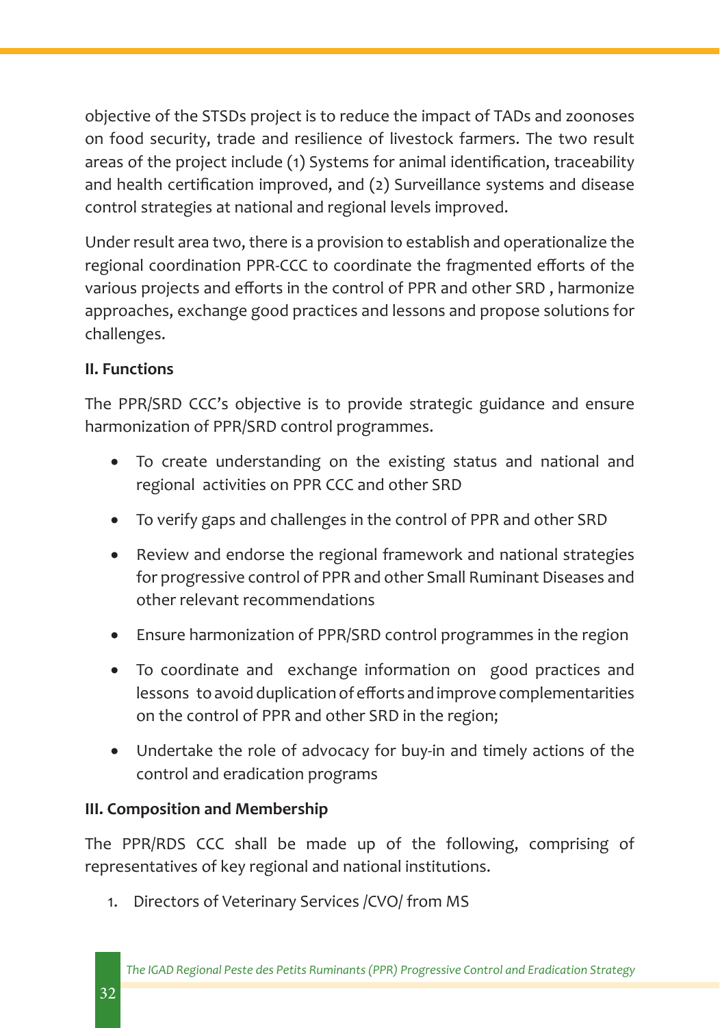objective of the STSDs project is to reduce the impact of TADs and zoonoses on food security, trade and resilience of livestock farmers. The two result areas of the project include (1) Systems for animal identification, traceability and health certification improved, and (2) Surveillance systems and disease control strategies at national and regional levels improved.

Under result area two, there is a provision to establish and operationalize the regional coordination PPR-CCC to coordinate the fragmented efforts of the various projects and efforts in the control of PPR and other SRD , harmonize approaches, exchange good practices and lessons and propose solutions for challenges.

**II. Functions**

The PPR/SRD CCC's objective is to provide strategic guidance and ensure harmonization of PPR/SRD control programmes.

- To create understanding on the existing status and national and regional activities on PPR CCC and other SRD
- To verify gaps and challenges in the control of PPR and other SRD
- Review and endorse the regional framework and national strategies for progressive control of PPR and other Small Ruminant Diseases and other relevant recommendations
- Ensure harmonization of PPR/SRD control programmes in the region
- To coordinate and exchange information on good practices and lessons to avoid duplication of efforts and improve complementarities on the control of PPR and other SRD in the region;
- Undertake the role of advocacy for buy-in and timely actions of the control and eradication programs

**III. Composition and Membership**

The PPR/RDS CCC shall be made up of the following, comprising of representatives of key regional and national institutions.

1. Directors of Veterinary Services /CVO/ from MS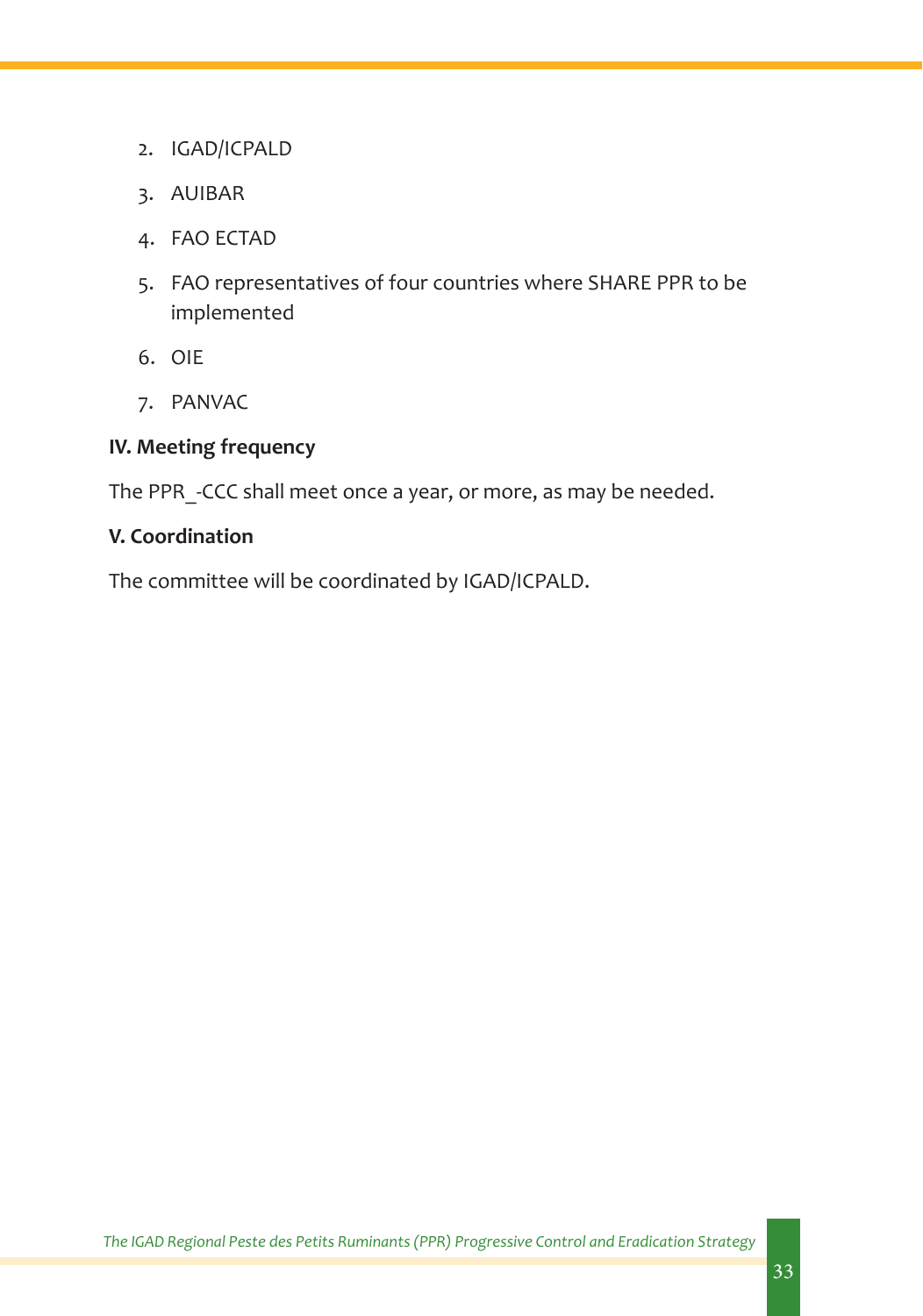2. IGAD/ICPALD
3. AUIBAR
4. FAO ECTAD
5. FAO representatives of four countries where SHARE PPR to be implemented
6. OIE
7. PANVAC

**IV. Meeting frequency**

The PPR_-CCC shall meet once a year, or more, as may be needed.

**V. Coordination**

The committee will be coordinated by IGAD/ICPALD.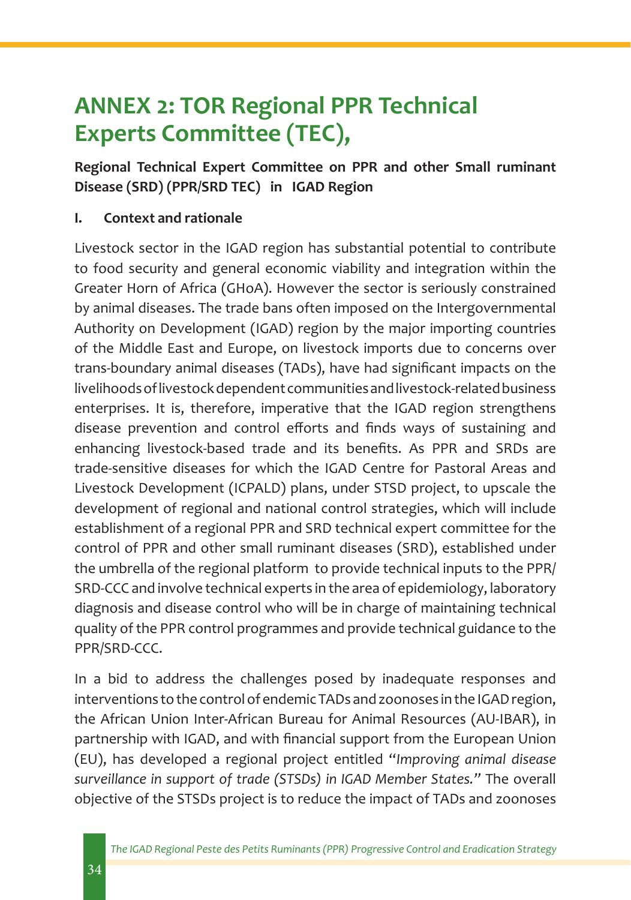# ANNEX 2: TOR Regional PPR Technical Experts Committee (TEC),

**Regional Technical Expert Committee on PPR and other Small ruminant Disease (SRD) (PPR/SRD TEC) in IGAD Region**

## I. Context and rationale

Livestock sector in the IGAD region has substantial potential to contribute to food security and general economic viability and integration within the Greater Horn of Africa (GHoA). However the sector is seriously constrained by animal diseases. The trade bans often imposed on the Intergovernmental Authority on Development (IGAD) region by the major importing countries of the Middle East and Europe, on livestock imports due to concerns over trans-boundary animal diseases (TADs), have had significant impacts on the livelihoods of livestock dependent communities and livestock-related business enterprises. It is, therefore, imperative that the IGAD region strengthens disease prevention and control efforts and finds ways of sustaining and enhancing livestock-based trade and its benefits. As PPR and SRDs are trade-sensitive diseases for which the IGAD Centre for Pastoral Areas and Livestock Development (ICPALD) plans, under STSD project, to upscale the development of regional and national control strategies, which will include establishment of a regional PPR and SRD technical expert committee for the control of PPR and other small ruminant diseases (SRD), established under the umbrella of the regional platform to provide technical inputs to the PPR/SRD-CCC and involve technical experts in the area of epidemiology, laboratory diagnosis and disease control who will be in charge of maintaining technical quality of the PPR control programmes and provide technical guidance to the PPR/SRD-CCC.

In a bid to address the challenges posed by inadequate responses and interventions to the control of endemic TADs and zoonoses in the IGAD region, the African Union Inter-African Bureau for Animal Resources (AU-IBAR), in partnership with IGAD, and with financial support from the European Union (EU), has developed a regional project entitled "*Improving animal disease surveillance in support of trade (STSDs) in IGAD Member States.*" The overall objective of the STSDs project is to reduce the impact of TADs and zoonoses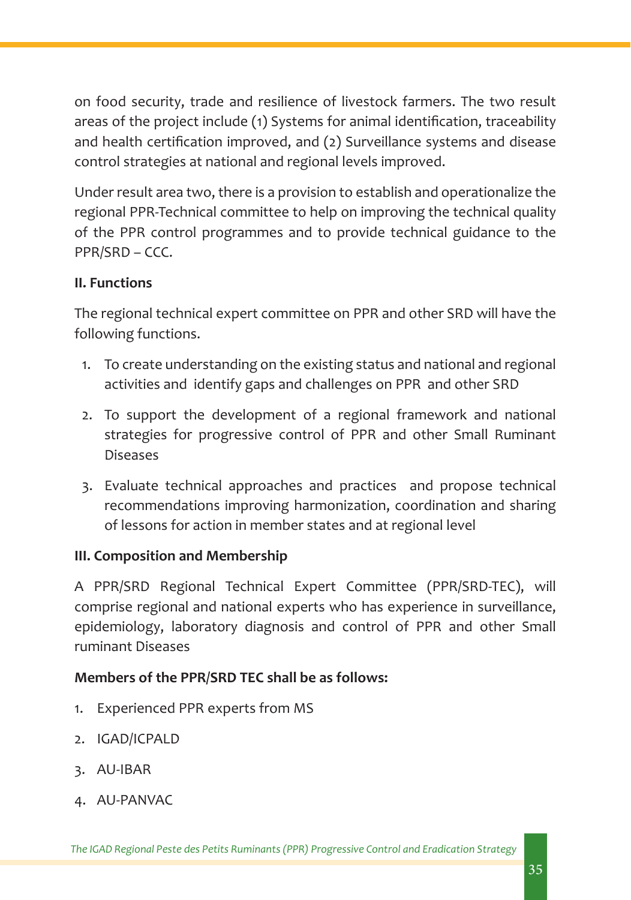on food security, trade and resilience of livestock farmers. The two result areas of the project include (1) Systems for animal identification, traceability and health certification improved, and (2) Surveillance systems and disease control strategies at national and regional levels improved.

Under result area two, there is a provision to establish and operationalize the regional PPR-Technical committee to help on improving the technical quality of the PPR control programmes and to provide technical guidance to the PPR/SRD – CCC.

**II. Functions**

The regional technical expert committee on PPR and other SRD will have the following functions.

1. To create understanding on the existing status and national and regional activities and identify gaps and challenges on PPR and other SRD
2. To support the development of a regional framework and national strategies for progressive control of PPR and other Small Ruminant Diseases
3. Evaluate technical approaches and practices and propose technical recommendations improving harmonization, coordination and sharing of lessons for action in member states and at regional level

**III. Composition and Membership**

A PPR/SRD Regional Technical Expert Committee (PPR/SRD-TEC), will comprise regional and national experts who has experience in surveillance, epidemiology, laboratory diagnosis and control of PPR and other Small ruminant Diseases

**Members of the PPR/SRD TEC shall be as follows:**

1. Experienced PPR experts from MS
2. IGAD/ICPALD
3. AU-IBAR
4. AU-PANVAC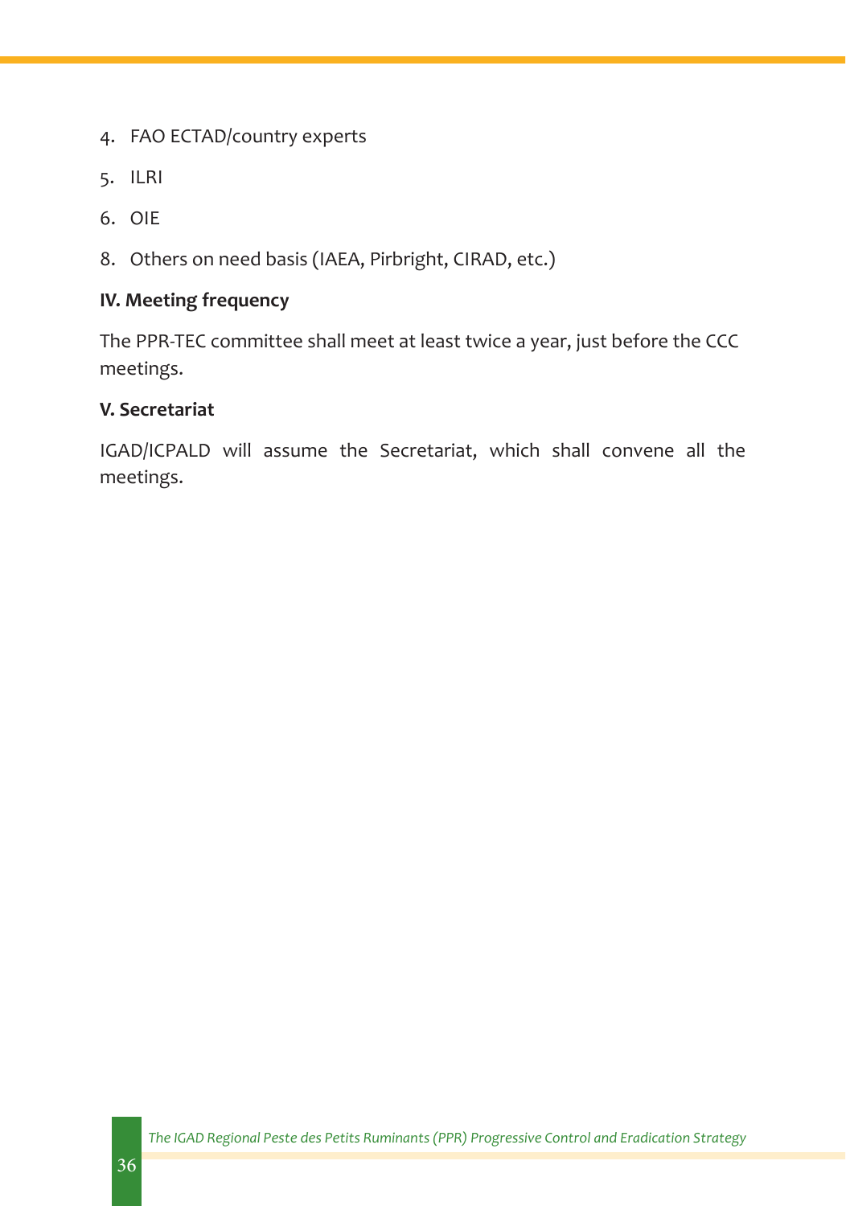4. FAO ECTAD/country experts
5. ILRI
6. OIE
8. Others on need basis (IAEA, Pirbright, CIRAD, etc.)

**IV. Meeting frequency**

The PPR-TEC committee shall meet at least twice a year, just before the CCC meetings.

**V. Secretariat**

IGAD/ICPALD will assume the Secretariat, which shall convene all the meetings.